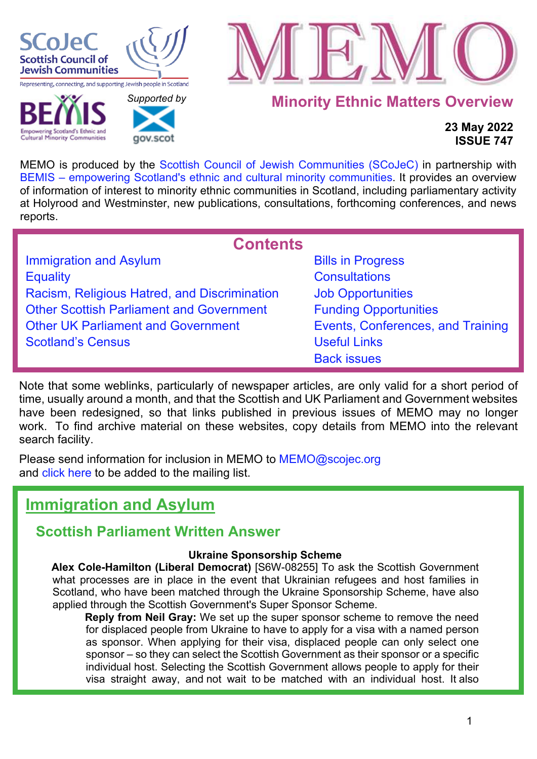SCoJeC Scottish Council of Jewish Communities

Representing, connecting, and supporting Jewish people in Scotland

BEMIS Empowering Scotland's Ethnic and Cultural Minority Communities

*Supported by* gov.scot

# MEMO

## Minority Ethnic Matters Overview

**23 May 2022**
**ISSUE 747**

MEMO is produced by the Scottish Council of Jewish Communities (SCoJeC) in partnership with BEMIS – empowering Scotland's ethnic and cultural minority communities. It provides an overview of information of interest to minority ethnic communities in Scotland, including parliamentary activity at Holyrood and Westminster, new publications, consultations, forthcoming conferences, and news reports.

## Contents

- Immigration and Asylum
- Equality
- Racism, Religious Hatred, and Discrimination
- Other Scottish Parliament and Government
- Other UK Parliament and Government
- Scotland's Census
- Bills in Progress
- Consultations
- Job Opportunities
- Funding Opportunities
- Events, Conferences, and Training
- Useful Links
- Back issues

Note that some weblinks, particularly of newspaper articles, are only valid for a short period of time, usually around a month, and that the Scottish and UK Parliament and Government websites have been redesigned, so that links published in previous issues of MEMO may no longer work. To find archive material on these websites, copy details from MEMO into the relevant search facility.

Please send information for inclusion in MEMO to MEMO@scojec.org
and click here to be added to the mailing list.

# Immigration and Asylum

## Scottish Parliament Written Answer

**Ukraine Sponsorship Scheme**

**Alex Cole-Hamilton (Liberal Democrat)** [S6W-08255] To ask the Scottish Government what processes are in place in the event that Ukrainian refugees and host families in Scotland, who have been matched through the Ukraine Sponsorship Scheme, have also applied through the Scottish Government's Super Sponsor Scheme.

**Reply from Neil Gray:** We set up the super sponsor scheme to remove the need for displaced people from Ukraine to have to apply for a visa with a named person as sponsor. When applying for their visa, displaced people can only select one sponsor – so they can select the Scottish Government as their sponsor or a specific individual host. Selecting the Scottish Government allows people to apply for their visa straight away, and not wait to be matched with an individual host. It also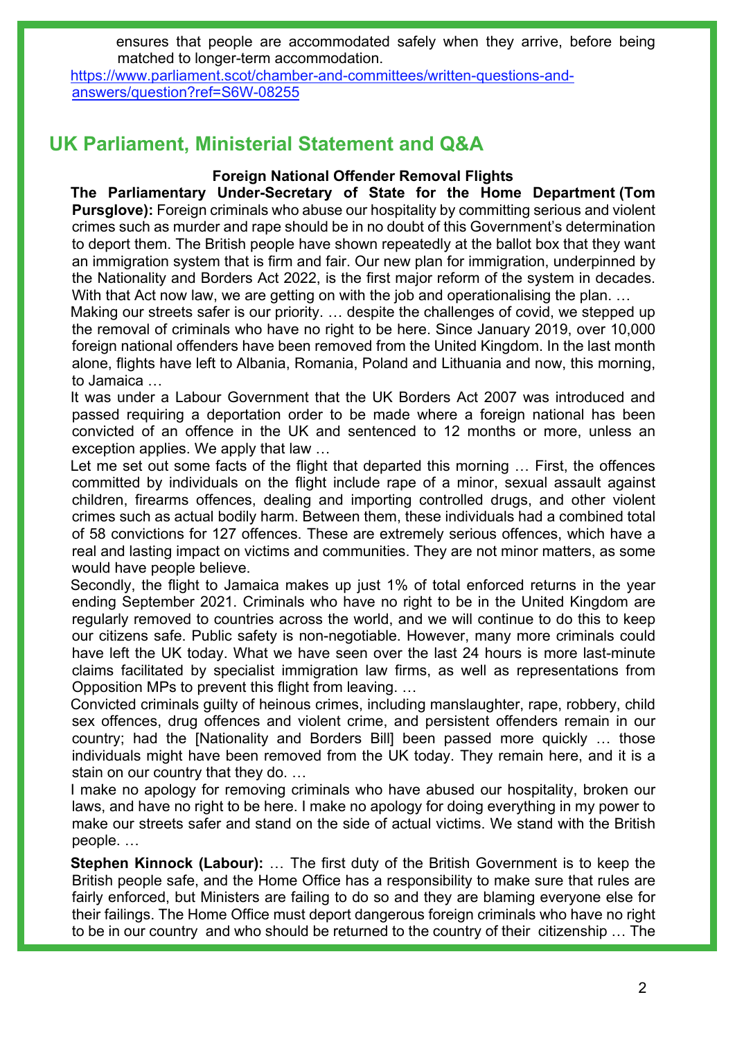ensures that people are accommodated safely when they arrive, before being matched to longer-term accommodation.

https://www.parliament.scot/chamber-and-committees/written-questions-and-answers/question?ref=S6W-08255

## UK Parliament, Ministerial Statement and Q&A

### Foreign National Offender Removal Flights

**The Parliamentary Under-Secretary of State for the Home Department (Tom Pursglove):** Foreign criminals who abuse our hospitality by committing serious and violent crimes such as murder and rape should be in no doubt of this Government's determination to deport them. The British people have shown repeatedly at the ballot box that they want an immigration system that is firm and fair. Our new plan for immigration, underpinned by the Nationality and Borders Act 2022, is the first major reform of the system in decades. With that Act now law, we are getting on with the job and operationalising the plan. …

Making our streets safer is our priority. … despite the challenges of covid, we stepped up the removal of criminals who have no right to be here. Since January 2019, over 10,000 foreign national offenders have been removed from the United Kingdom. In the last month alone, flights have left to Albania, Romania, Poland and Lithuania and now, this morning, to Jamaica …

It was under a Labour Government that the UK Borders Act 2007 was introduced and passed requiring a deportation order to be made where a foreign national has been convicted of an offence in the UK and sentenced to 12 months or more, unless an exception applies. We apply that law …

Let me set out some facts of the flight that departed this morning … First, the offences committed by individuals on the flight include rape of a minor, sexual assault against children, firearms offences, dealing and importing controlled drugs, and other violent crimes such as actual bodily harm. Between them, these individuals had a combined total of 58 convictions for 127 offences. These are extremely serious offences, which have a real and lasting impact on victims and communities. They are not minor matters, as some would have people believe.

Secondly, the flight to Jamaica makes up just 1% of total enforced returns in the year ending September 2021. Criminals who have no right to be in the United Kingdom are regularly removed to countries across the world, and we will continue to do this to keep our citizens safe. Public safety is non-negotiable. However, many more criminals could have left the UK today. What we have seen over the last 24 hours is more last-minute claims facilitated by specialist immigration law firms, as well as representations from Opposition MPs to prevent this flight from leaving. …

Convicted criminals guilty of heinous crimes, including manslaughter, rape, robbery, child sex offences, drug offences and violent crime, and persistent offenders remain in our country; had the [Nationality and Borders Bill] been passed more quickly … those individuals might have been removed from the UK today. They remain here, and it is a stain on our country that they do. …

I make no apology for removing criminals who have abused our hospitality, broken our laws, and have no right to be here. I make no apology for doing everything in my power to make our streets safer and stand on the side of actual victims. We stand with the British people. …

**Stephen Kinnock (Labour):** … The first duty of the British Government is to keep the British people safe, and the Home Office has a responsibility to make sure that rules are fairly enforced, but Ministers are failing to do so and they are blaming everyone else for their failings. The Home Office must deport dangerous foreign criminals who have no right to be in our country and who should be returned to the country of their citizenship … The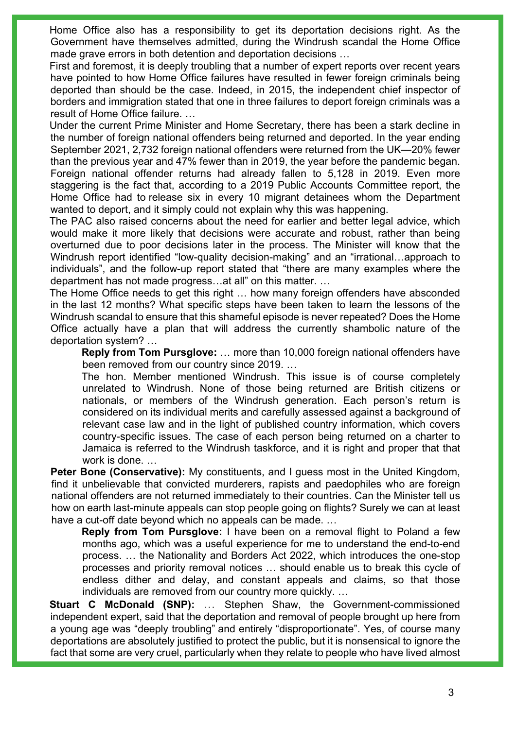Home Office also has a responsibility to get its deportation decisions right. As the Government have themselves admitted, during the Windrush scandal the Home Office made grave errors in both detention and deportation decisions …

First and foremost, it is deeply troubling that a number of expert reports over recent years have pointed to how Home Office failures have resulted in fewer foreign criminals being deported than should be the case. Indeed, in 2015, the independent chief inspector of borders and immigration stated that one in three failures to deport foreign criminals was a result of Home Office failure. …

Under the current Prime Minister and Home Secretary, there has been a stark decline in the number of foreign national offenders being returned and deported. In the year ending September 2021, 2,732 foreign national offenders were returned from the UK—20% fewer than the previous year and 47% fewer than in 2019, the year before the pandemic began. Foreign national offender returns had already fallen to 5,128 in 2019. Even more staggering is the fact that, according to a 2019 Public Accounts Committee report, the Home Office had to release six in every 10 migrant detainees whom the Department wanted to deport, and it simply could not explain why this was happening.

The PAC also raised concerns about the need for earlier and better legal advice, which would make it more likely that decisions were accurate and robust, rather than being overturned due to poor decisions later in the process. The Minister will know that the Windrush report identified "low-quality decision-making" and an "irrational…approach to individuals", and the follow-up report stated that "there are many examples where the department has not made progress…at all" on this matter. …

The Home Office needs to get this right … how many foreign offenders have absconded in the last 12 months? What specific steps have been taken to learn the lessons of the Windrush scandal to ensure that this shameful episode is never repeated? Does the Home Office actually have a plan that will address the currently shambolic nature of the deportation system? …

> **Reply from Tom Pursglove:** … more than 10,000 foreign national offenders have been removed from our country since 2019. …
>
> The hon. Member mentioned Windrush. This issue is of course completely unrelated to Windrush. None of those being returned are British citizens or nationals, or members of the Windrush generation. Each person's return is considered on its individual merits and carefully assessed against a background of relevant case law and in the light of published country information, which covers country-specific issues. The case of each person being returned on a charter to Jamaica is referred to the Windrush taskforce, and it is right and proper that that work is done. …

**Peter Bone (Conservative):** My constituents, and I guess most in the United Kingdom, find it unbelievable that convicted murderers, rapists and paedophiles who are foreign national offenders are not returned immediately to their countries. Can the Minister tell us how on earth last-minute appeals can stop people going on flights? Surely we can at least have a cut-off date beyond which no appeals can be made. …

> **Reply from Tom Pursglove:** I have been on a removal flight to Poland a few months ago, which was a useful experience for me to understand the end-to-end process. … the Nationality and Borders Act 2022, which introduces the one-stop processes and priority removal notices … should enable us to break this cycle of endless dither and delay, and constant appeals and claims, so that those individuals are removed from our country more quickly. …

**Stuart C McDonald (SNP):** … Stephen Shaw, the Government-commissioned independent expert, said that the deportation and removal of people brought up here from a young age was "deeply troubling" and entirely "disproportionate". Yes, of course many deportations are absolutely justified to protect the public, but it is nonsensical to ignore the fact that some are very cruel, particularly when they relate to people who have lived almost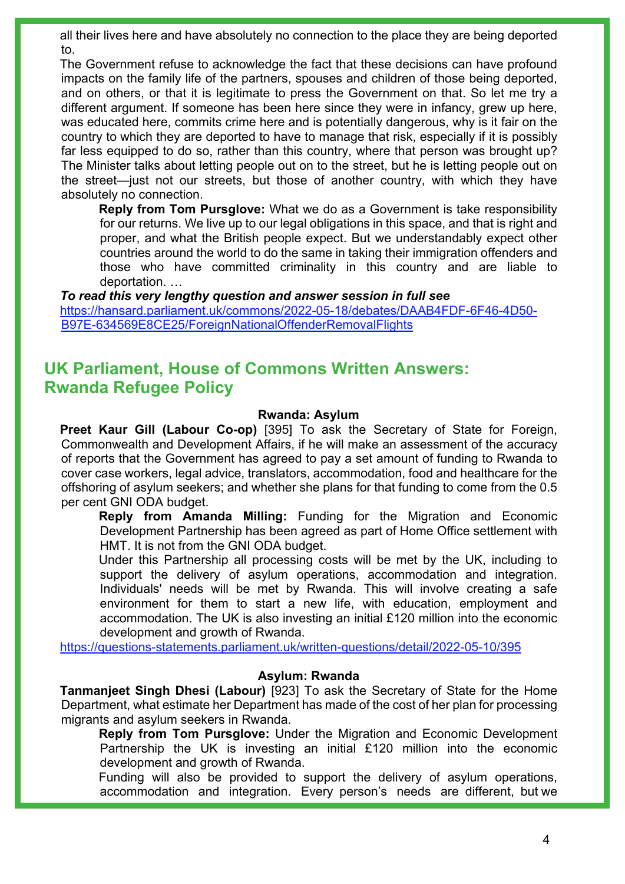all their lives here and have absolutely no connection to the place they are being deported to.

The Government refuse to acknowledge the fact that these decisions can have profound impacts on the family life of the partners, spouses and children of those being deported, and on others, or that it is legitimate to press the Government on that. So let me try a different argument. If someone has been here since they were in infancy, grew up here, was educated here, commits crime here and is potentially dangerous, why is it fair on the country to which they are deported to have to manage that risk, especially if it is possibly far less equipped to do so, rather than this country, where that person was brought up? The Minister talks about letting people out on to the street, but he is letting people out on the street—just not our streets, but those of another country, with which they have absolutely no connection.

> **Reply from Tom Pursglove:** What we do as a Government is take responsibility for our returns. We live up to our legal obligations in this space, and that is right and proper, and what the British people expect. But we understandably expect other countries around the world to do the same in taking their immigration offenders and those who have committed criminality in this country and are liable to deportation. …

***To read this very lengthy question and answer session in full see***
https://hansard.parliament.uk/commons/2022-05-18/debates/DAAB4FDF-6F46-4D50-B97E-634569E8CE25/ForeignNationalOffenderRemovalFlights

## UK Parliament, House of Commons Written Answers: Rwanda Refugee Policy

### Rwanda: Asylum

**Preet Kaur Gill (Labour Co-op)** [395] To ask the Secretary of State for Foreign, Commonwealth and Development Affairs, if he will make an assessment of the accuracy of reports that the Government has agreed to pay a set amount of funding to Rwanda to cover case workers, legal advice, translators, accommodation, food and healthcare for the offshoring of asylum seekers; and whether she plans for that funding to come from the 0.5 per cent GNI ODA budget.

> **Reply from Amanda Milling:** Funding for the Migration and Economic Development Partnership has been agreed as part of Home Office settlement with HMT. It is not from the GNI ODA budget.
>
> Under this Partnership all processing costs will be met by the UK, including to support the delivery of asylum operations, accommodation and integration. Individuals' needs will be met by Rwanda. This will involve creating a safe environment for them to start a new life, with education, employment and accommodation. The UK is also investing an initial £120 million into the economic development and growth of Rwanda.

https://questions-statements.parliament.uk/written-questions/detail/2022-05-10/395

### Asylum: Rwanda

**Tanmanjeet Singh Dhesi (Labour)** [923] To ask the Secretary of State for the Home Department, what estimate her Department has made of the cost of her plan for processing migrants and asylum seekers in Rwanda.

> **Reply from Tom Pursglove:** Under the Migration and Economic Development Partnership the UK is investing an initial £120 million into the economic development and growth of Rwanda.
>
> Funding will also be provided to support the delivery of asylum operations, accommodation and integration. Every person's needs are different, but we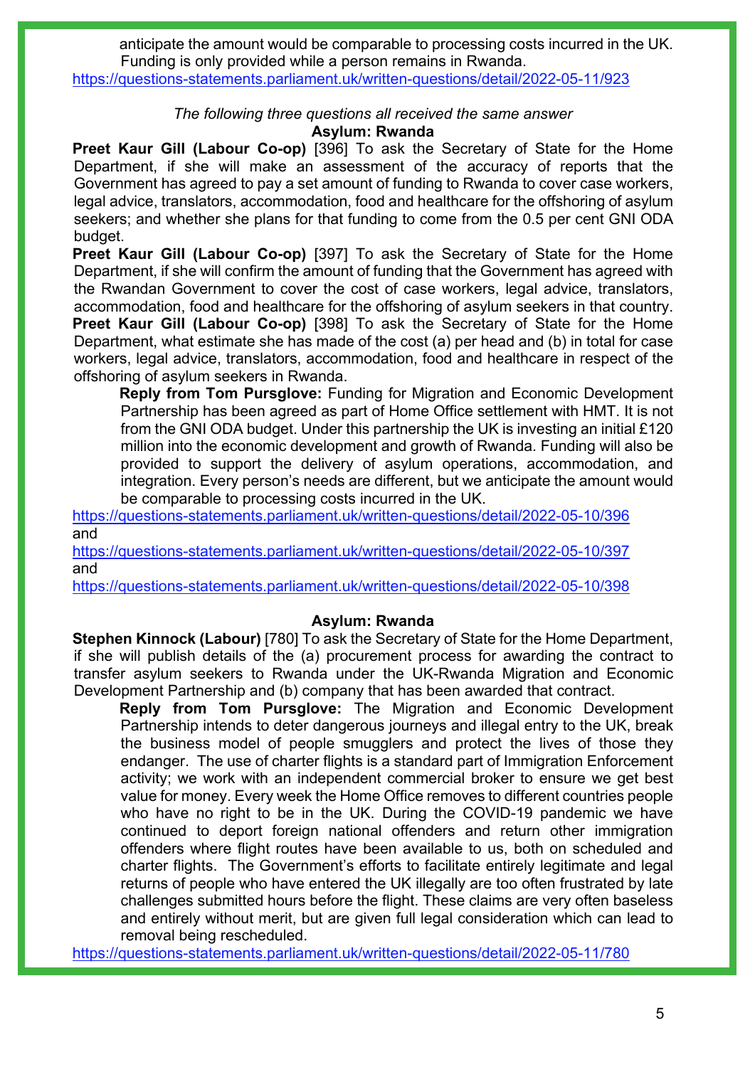anticipate the amount would be comparable to processing costs incurred in the UK. Funding is only provided while a person remains in Rwanda.

https://questions-statements.parliament.uk/written-questions/detail/2022-05-11/923

*The following three questions all received the same answer*

**Asylum: Rwanda**

**Preet Kaur Gill (Labour Co-op)** [396] To ask the Secretary of State for the Home Department, if she will make an assessment of the accuracy of reports that the Government has agreed to pay a set amount of funding to Rwanda to cover case workers, legal advice, translators, accommodation, food and healthcare for the offshoring of asylum seekers; and whether she plans for that funding to come from the 0.5 per cent GNI ODA budget.

**Preet Kaur Gill (Labour Co-op)** [397] To ask the Secretary of State for the Home Department, if she will confirm the amount of funding that the Government has agreed with the Rwandan Government to cover the cost of case workers, legal advice, translators, accommodation, food and healthcare for the offshoring of asylum seekers in that country.

**Preet Kaur Gill (Labour Co-op)** [398] To ask the Secretary of State for the Home Department, what estimate she has made of the cost (a) per head and (b) in total for case workers, legal advice, translators, accommodation, food and healthcare in respect of the offshoring of asylum seekers in Rwanda.

**Reply from Tom Pursglove:** Funding for Migration and Economic Development Partnership has been agreed as part of Home Office settlement with HMT. It is not from the GNI ODA budget. Under this partnership the UK is investing an initial £120 million into the economic development and growth of Rwanda. Funding will also be provided to support the delivery of asylum operations, accommodation, and integration. Every person's needs are different, but we anticipate the amount would be comparable to processing costs incurred in the UK.

https://questions-statements.parliament.uk/written-questions/detail/2022-05-10/396
and
https://questions-statements.parliament.uk/written-questions/detail/2022-05-10/397
and
https://questions-statements.parliament.uk/written-questions/detail/2022-05-10/398

**Asylum: Rwanda**

**Stephen Kinnock (Labour)** [780] To ask the Secretary of State for the Home Department, if she will publish details of the (a) procurement process for awarding the contract to transfer asylum seekers to Rwanda under the UK-Rwanda Migration and Economic Development Partnership and (b) company that has been awarded that contract.

**Reply from Tom Pursglove:** The Migration and Economic Development Partnership intends to deter dangerous journeys and illegal entry to the UK, break the business model of people smugglers and protect the lives of those they endanger. The use of charter flights is a standard part of Immigration Enforcement activity; we work with an independent commercial broker to ensure we get best value for money. Every week the Home Office removes to different countries people who have no right to be in the UK. During the COVID-19 pandemic we have continued to deport foreign national offenders and return other immigration offenders where flight routes have been available to us, both on scheduled and charter flights. The Government's efforts to facilitate entirely legitimate and legal returns of people who have entered the UK illegally are too often frustrated by late challenges submitted hours before the flight. These claims are very often baseless and entirely without merit, but are given full legal consideration which can lead to removal being rescheduled.

https://questions-statements.parliament.uk/written-questions/detail/2022-05-11/780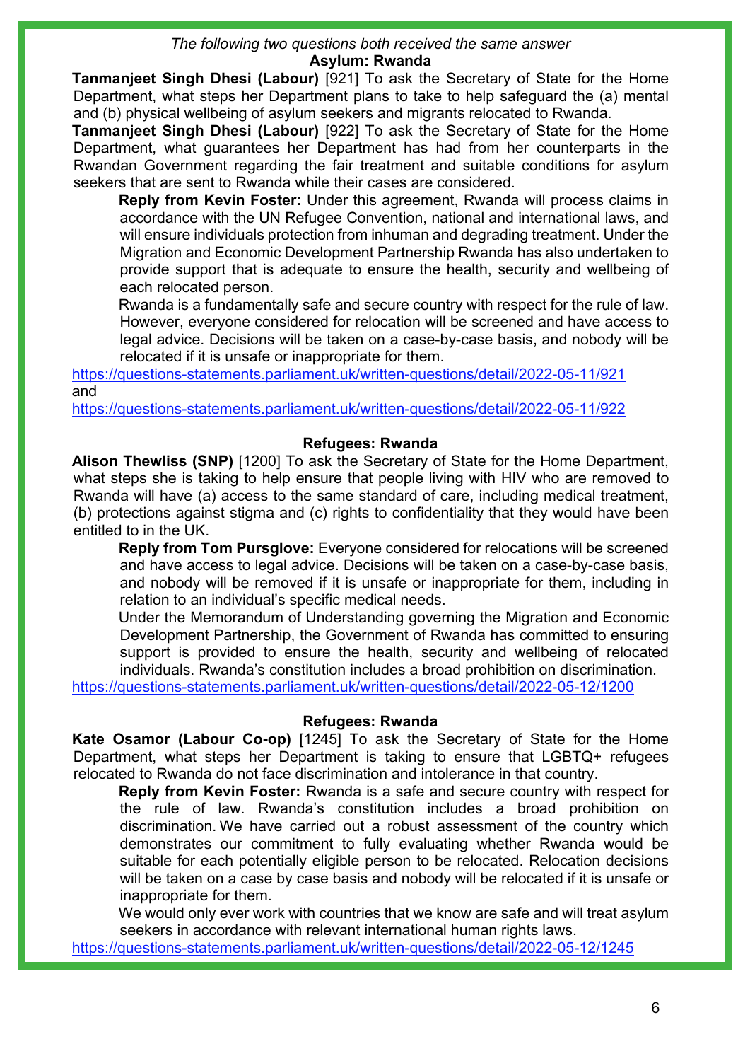*The following two questions both received the same answer*

**Asylum: Rwanda**

**Tanmanjeet Singh Dhesi (Labour)** [921] To ask the Secretary of State for the Home Department, what steps her Department plans to take to help safeguard the (a) mental and (b) physical wellbeing of asylum seekers and migrants relocated to Rwanda.

**Tanmanjeet Singh Dhesi (Labour)** [922] To ask the Secretary of State for the Home Department, what guarantees her Department has had from her counterparts in the Rwandan Government regarding the fair treatment and suitable conditions for asylum seekers that are sent to Rwanda while their cases are considered.

> **Reply from Kevin Foster:** Under this agreement, Rwanda will process claims in accordance with the UN Refugee Convention, national and international laws, and will ensure individuals protection from inhuman and degrading treatment. Under the Migration and Economic Development Partnership Rwanda has also undertaken to provide support that is adequate to ensure the health, security and wellbeing of each relocated person.
>
> Rwanda is a fundamentally safe and secure country with respect for the rule of law. However, everyone considered for relocation will be screened and have access to legal advice. Decisions will be taken on a case-by-case basis, and nobody will be relocated if it is unsafe or inappropriate for them.

https://questions-statements.parliament.uk/written-questions/detail/2022-05-11/921
and
https://questions-statements.parliament.uk/written-questions/detail/2022-05-11/922

**Refugees: Rwanda**

**Alison Thewliss (SNP)** [1200] To ask the Secretary of State for the Home Department, what steps she is taking to help ensure that people living with HIV who are removed to Rwanda will have (a) access to the same standard of care, including medical treatment, (b) protections against stigma and (c) rights to confidentiality that they would have been entitled to in the UK.

> **Reply from Tom Pursglove:** Everyone considered for relocations will be screened and have access to legal advice. Decisions will be taken on a case-by-case basis, and nobody will be removed if it is unsafe or inappropriate for them, including in relation to an individual's specific medical needs.
>
> Under the Memorandum of Understanding governing the Migration and Economic Development Partnership, the Government of Rwanda has committed to ensuring support is provided to ensure the health, security and wellbeing of relocated individuals. Rwanda's constitution includes a broad prohibition on discrimination.

https://questions-statements.parliament.uk/written-questions/detail/2022-05-12/1200

**Refugees: Rwanda**

**Kate Osamor (Labour Co-op)** [1245] To ask the Secretary of State for the Home Department, what steps her Department is taking to ensure that LGBTQ+ refugees relocated to Rwanda do not face discrimination and intolerance in that country.

> **Reply from Kevin Foster:** Rwanda is a safe and secure country with respect for the rule of law. Rwanda's constitution includes a broad prohibition on discrimination. We have carried out a robust assessment of the country which demonstrates our commitment to fully evaluating whether Rwanda would be suitable for each potentially eligible person to be relocated. Relocation decisions will be taken on a case by case basis and nobody will be relocated if it is unsafe or inappropriate for them.
>
> We would only ever work with countries that we know are safe and will treat asylum seekers in accordance with relevant international human rights laws.

https://questions-statements.parliament.uk/written-questions/detail/2022-05-12/1245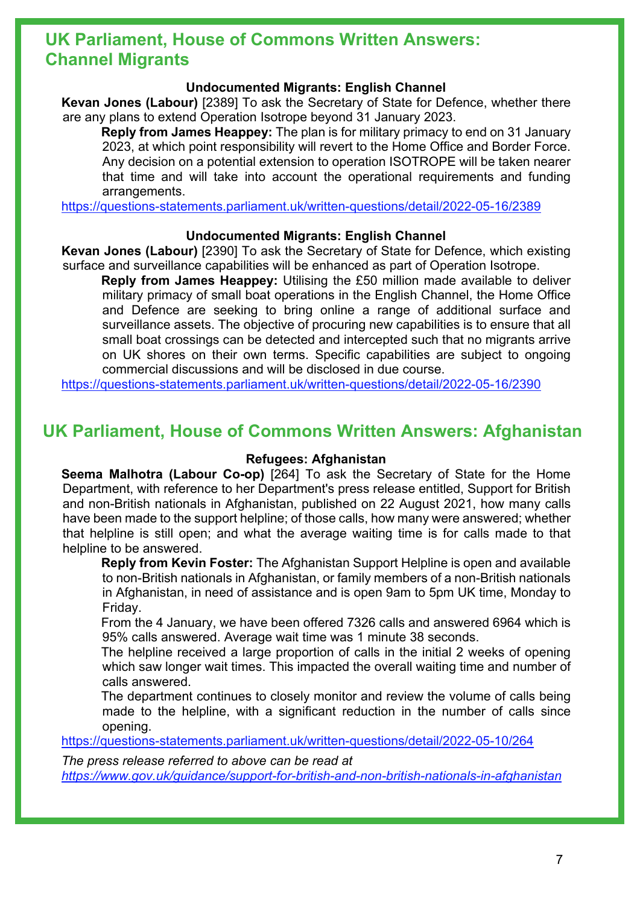## UK Parliament, House of Commons Written Answers: Channel Migrants

### Undocumented Migrants: English Channel

**Kevan Jones (Labour)** [2389] To ask the Secretary of State for Defence, whether there are any plans to extend Operation Isotrope beyond 31 January 2023.

> **Reply from James Heappey:** The plan is for military primacy to end on 31 January 2023, at which point responsibility will revert to the Home Office and Border Force. Any decision on a potential extension to operation ISOTROPE will be taken nearer that time and will take into account the operational requirements and funding arrangements.

https://questions-statements.parliament.uk/written-questions/detail/2022-05-16/2389

### Undocumented Migrants: English Channel

**Kevan Jones (Labour)** [2390] To ask the Secretary of State for Defence, which existing surface and surveillance capabilities will be enhanced as part of Operation Isotrope.

> **Reply from James Heappey:** Utilising the £50 million made available to deliver military primacy of small boat operations in the English Channel, the Home Office and Defence are seeking to bring online a range of additional surface and surveillance assets. The objective of procuring new capabilities is to ensure that all small boat crossings can be detected and intercepted such that no migrants arrive on UK shores on their own terms. Specific capabilities are subject to ongoing commercial discussions and will be disclosed in due course.

https://questions-statements.parliament.uk/written-questions/detail/2022-05-16/2390

## UK Parliament, House of Commons Written Answers: Afghanistan

### Refugees: Afghanistan

**Seema Malhotra (Labour Co-op)** [264] To ask the Secretary of State for the Home Department, with reference to her Department's press release entitled, Support for British and non-British nationals in Afghanistan, published on 22 August 2021, how many calls have been made to the support helpline; of those calls, how many were answered; whether that helpline is still open; and what the average waiting time is for calls made to that helpline to be answered.

> **Reply from Kevin Foster:** The Afghanistan Support Helpline is open and available to non-British nationals in Afghanistan, or family members of a non-British nationals in Afghanistan, in need of assistance and is open 9am to 5pm UK time, Monday to Friday.
>
> From the 4 January, we have been offered 7326 calls and answered 6964 which is 95% calls answered. Average wait time was 1 minute 38 seconds.
>
> The helpline received a large proportion of calls in the initial 2 weeks of opening which saw longer wait times. This impacted the overall waiting time and number of calls answered.
>
> The department continues to closely monitor and review the volume of calls being made to the helpline, with a significant reduction in the number of calls since opening.

https://questions-statements.parliament.uk/written-questions/detail/2022-05-10/264

*The press release referred to above can be read at*
*https://www.gov.uk/guidance/support-for-british-and-non-british-nationals-in-afghanistan*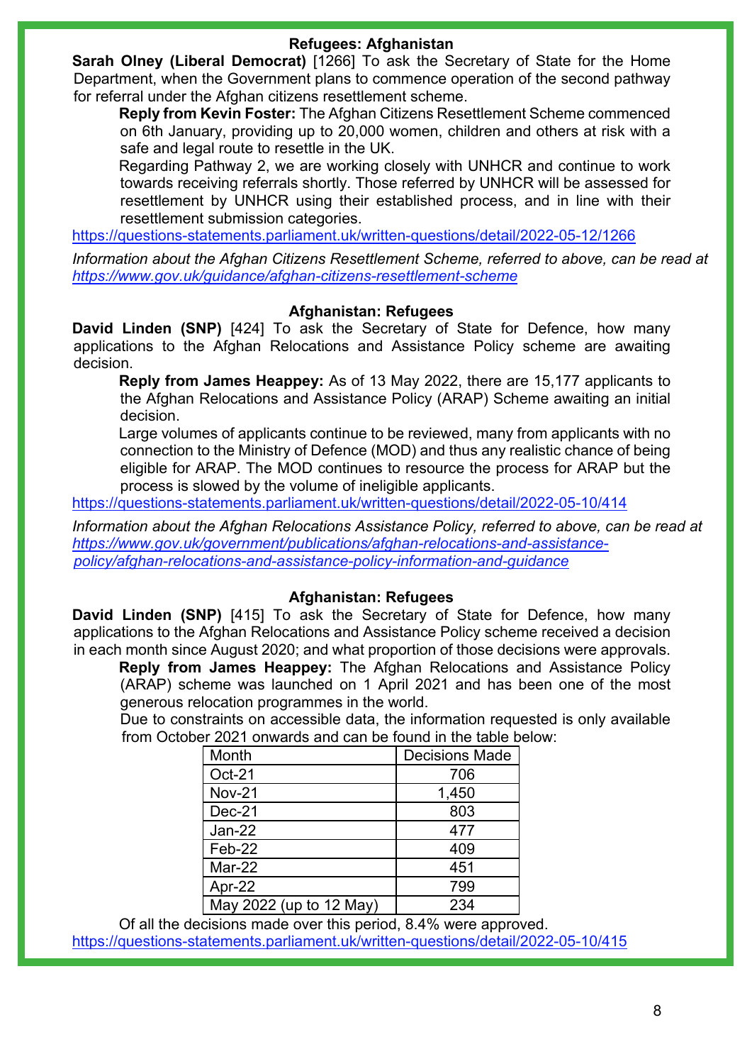## Refugees: Afghanistan

**Sarah Olney (Liberal Democrat)** [1266] To ask the Secretary of State for the Home Department, when the Government plans to commence operation of the second pathway for referral under the Afghan citizens resettlement scheme.

**Reply from Kevin Foster:** The Afghan Citizens Resettlement Scheme commenced on 6th January, providing up to 20,000 women, children and others at risk with a safe and legal route to resettle in the UK.

Regarding Pathway 2, we are working closely with UNHCR and continue to work towards receiving referrals shortly. Those referred by UNHCR will be assessed for resettlement by UNHCR using their established process, and in line with their resettlement submission categories.

https://questions-statements.parliament.uk/written-questions/detail/2022-05-12/1266

*Information about the Afghan Citizens Resettlement Scheme, referred to above, can be read at https://www.gov.uk/guidance/afghan-citizens-resettlement-scheme*

## Afghanistan: Refugees

**David Linden (SNP)** [424] To ask the Secretary of State for Defence, how many applications to the Afghan Relocations and Assistance Policy scheme are awaiting decision.

**Reply from James Heappey:** As of 13 May 2022, there are 15,177 applicants to the Afghan Relocations and Assistance Policy (ARAP) Scheme awaiting an initial decision.

Large volumes of applicants continue to be reviewed, many from applicants with no connection to the Ministry of Defence (MOD) and thus any realistic chance of being eligible for ARAP. The MOD continues to resource the process for ARAP but the process is slowed by the volume of ineligible applicants.

https://questions-statements.parliament.uk/written-questions/detail/2022-05-10/414

*Information about the Afghan Relocations Assistance Policy, referred to above, can be read at https://www.gov.uk/government/publications/afghan-relocations-and-assistance-policy/afghan-relocations-and-assistance-policy-information-and-guidance*

## Afghanistan: Refugees

**David Linden (SNP)** [415] To ask the Secretary of State for Defence, how many applications to the Afghan Relocations and Assistance Policy scheme received a decision in each month since August 2020; and what proportion of those decisions were approvals.

**Reply from James Heappey:** The Afghan Relocations and Assistance Policy (ARAP) scheme was launched on 1 April 2021 and has been one of the most generous relocation programmes in the world.

Due to constraints on accessible data, the information requested is only available from October 2021 onwards and can be found in the table below:

| Month | Decisions Made |
|---|---|
| Oct-21 | 706 |
| Nov-21 | 1,450 |
| Dec-21 | 803 |
| Jan-22 | 477 |
| Feb-22 | 409 |
| Mar-22 | 451 |
| Apr-22 | 799 |
| May 2022 (up to 12 May) | 234 |

Of all the decisions made over this period, 8.4% were approved.

https://questions-statements.parliament.uk/written-questions/detail/2022-05-10/415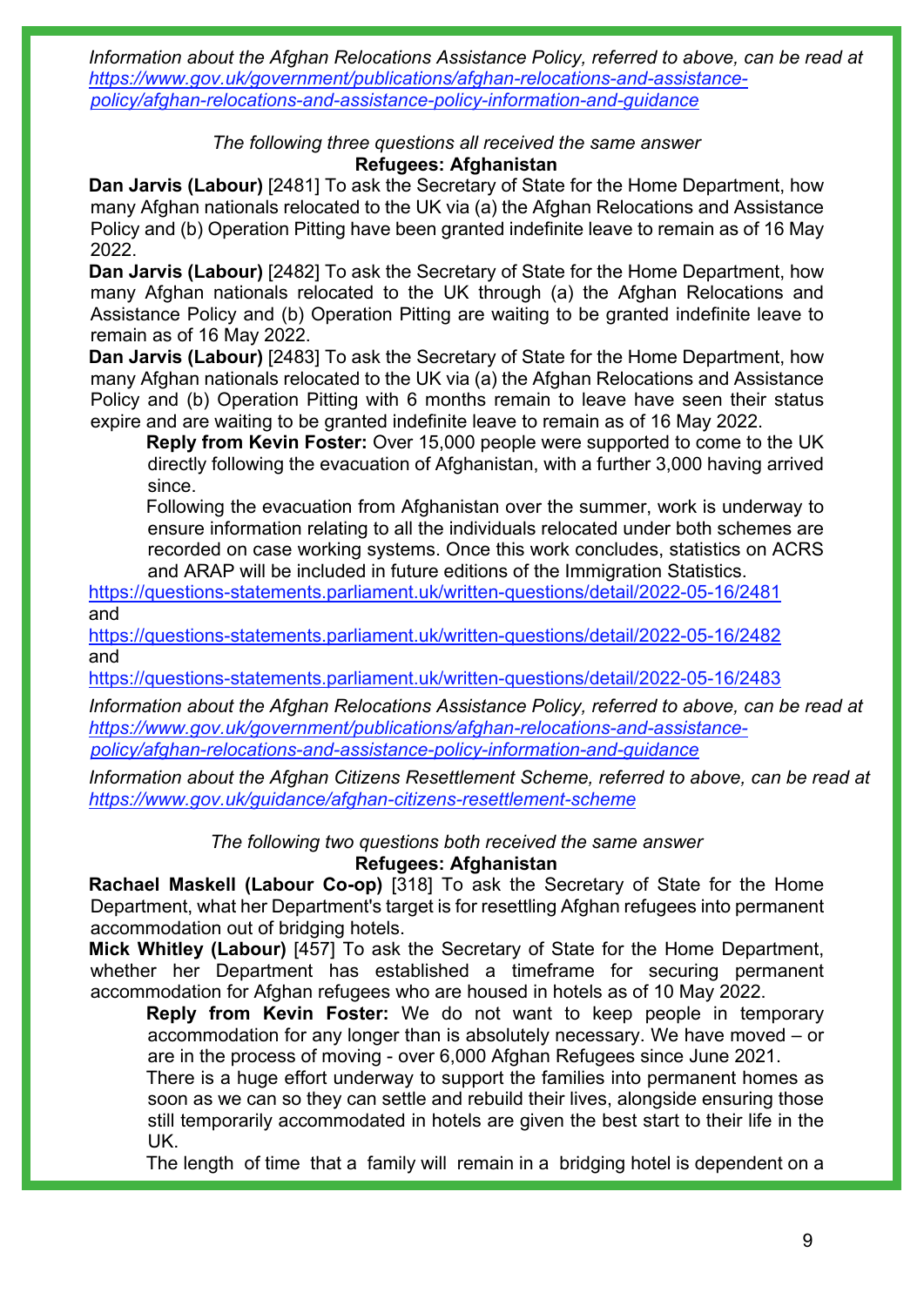*Information about the Afghan Relocations Assistance Policy, referred to above, can be read at [https://www.gov.uk/government/publications/afghan-relocations-and-assistance-policy/afghan-relocations-and-assistance-policy-information-and-guidance](https://www.gov.uk/government/publications/afghan-relocations-and-assistance-policy/afghan-relocations-and-assistance-policy-information-and-guidance)*

*The following three questions all received the same answer*

**Refugees: Afghanistan**

**Dan Jarvis (Labour)** [2481] To ask the Secretary of State for the Home Department, how many Afghan nationals relocated to the UK via (a) the Afghan Relocations and Assistance Policy and (b) Operation Pitting have been granted indefinite leave to remain as of 16 May 2022.

**Dan Jarvis (Labour)** [2482] To ask the Secretary of State for the Home Department, how many Afghan nationals relocated to the UK through (a) the Afghan Relocations and Assistance Policy and (b) Operation Pitting are waiting to be granted indefinite leave to remain as of 16 May 2022.

**Dan Jarvis (Labour)** [2483] To ask the Secretary of State for the Home Department, how many Afghan nationals relocated to the UK via (a) the Afghan Relocations and Assistance Policy and (b) Operation Pitting with 6 months remain to leave have seen their status expire and are waiting to be granted indefinite leave to remain as of 16 May 2022.

> **Reply from Kevin Foster:** Over 15,000 people were supported to come to the UK directly following the evacuation of Afghanistan, with a further 3,000 having arrived since.
>
> Following the evacuation from Afghanistan over the summer, work is underway to ensure information relating to all the individuals relocated under both schemes are recorded on case working systems. Once this work concludes, statistics on ACRS and ARAP will be included in future editions of the Immigration Statistics.

[https://questions-statements.parliament.uk/written-questions/detail/2022-05-16/2481](https://questions-statements.parliament.uk/written-questions/detail/2022-05-16/2481)
and
[https://questions-statements.parliament.uk/written-questions/detail/2022-05-16/2482](https://questions-statements.parliament.uk/written-questions/detail/2022-05-16/2482)
and
[https://questions-statements.parliament.uk/written-questions/detail/2022-05-16/2483](https://questions-statements.parliament.uk/written-questions/detail/2022-05-16/2483)

*Information about the Afghan Relocations Assistance Policy, referred to above, can be read at [https://www.gov.uk/government/publications/afghan-relocations-and-assistance-policy/afghan-relocations-and-assistance-policy-information-and-guidance](https://www.gov.uk/government/publications/afghan-relocations-and-assistance-policy/afghan-relocations-and-assistance-policy-information-and-guidance)*

*Information about the Afghan Citizens Resettlement Scheme, referred to above, can be read at [https://www.gov.uk/guidance/afghan-citizens-resettlement-scheme](https://www.gov.uk/guidance/afghan-citizens-resettlement-scheme)*

*The following two questions both received the same answer*

**Refugees: Afghanistan**

**Rachael Maskell (Labour Co-op)** [318] To ask the Secretary of State for the Home Department, what her Department's target is for resettling Afghan refugees into permanent accommodation out of bridging hotels.

**Mick Whitley (Labour)** [457] To ask the Secretary of State for the Home Department, whether her Department has established a timeframe for securing permanent accommodation for Afghan refugees who are housed in hotels as of 10 May 2022.

> **Reply from Kevin Foster:** We do not want to keep people in temporary accommodation for any longer than is absolutely necessary. We have moved – or are in the process of moving - over 6,000 Afghan Refugees since June 2021.
>
> There is a huge effort underway to support the families into permanent homes as soon as we can so they can settle and rebuild their lives, alongside ensuring those still temporarily accommodated in hotels are given the best start to their life in the UK.
>
> The length of time that a family will remain in a bridging hotel is dependent on a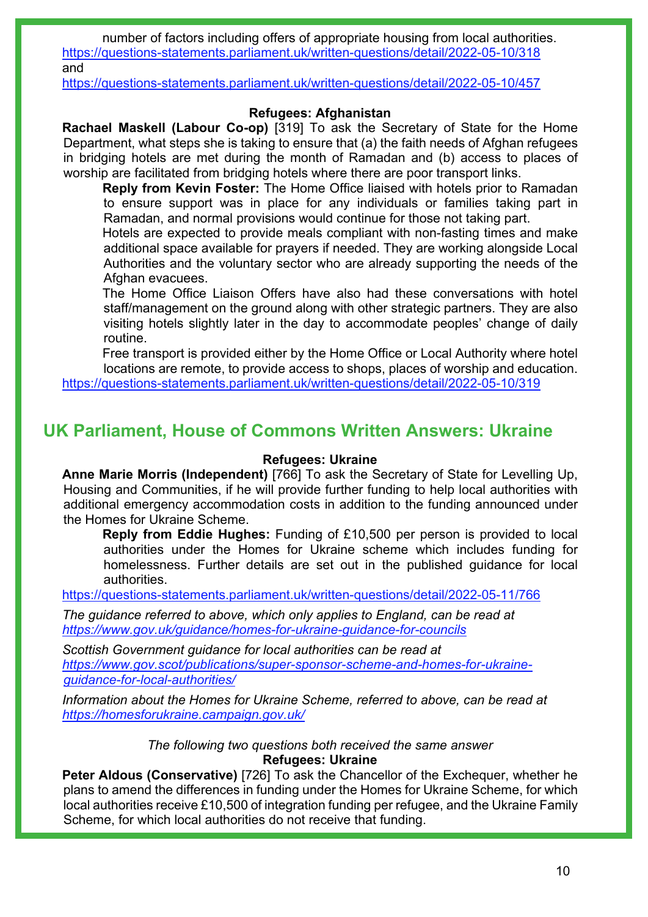number of factors including offers of appropriate housing from local authorities.
https://questions-statements.parliament.uk/written-questions/detail/2022-05-10/318
and
https://questions-statements.parliament.uk/written-questions/detail/2022-05-10/457

**Refugees: Afghanistan**

**Rachael Maskell (Labour Co-op)** [319] To ask the Secretary of State for the Home Department, what steps she is taking to ensure that (a) the faith needs of Afghan refugees in bridging hotels are met during the month of Ramadan and (b) access to places of worship are facilitated from bridging hotels where there are poor transport links.

**Reply from Kevin Foster:** The Home Office liaised with hotels prior to Ramadan to ensure support was in place for any individuals or families taking part in Ramadan, and normal provisions would continue for those not taking part.

Hotels are expected to provide meals compliant with non-fasting times and make additional space available for prayers if needed. They are working alongside Local Authorities and the voluntary sector who are already supporting the needs of the Afghan evacuees.

The Home Office Liaison Offers have also had these conversations with hotel staff/management on the ground along with other strategic partners. They are also visiting hotels slightly later in the day to accommodate peoples' change of daily routine.

Free transport is provided either by the Home Office or Local Authority where hotel locations are remote, to provide access to shops, places of worship and education.

https://questions-statements.parliament.uk/written-questions/detail/2022-05-10/319

## UK Parliament, House of Commons Written Answers: Ukraine

**Refugees: Ukraine**

**Anne Marie Morris (Independent)** [766] To ask the Secretary of State for Levelling Up, Housing and Communities, if he will provide further funding to help local authorities with additional emergency accommodation costs in addition to the funding announced under the Homes for Ukraine Scheme.

**Reply from Eddie Hughes:** Funding of £10,500 per person is provided to local authorities under the Homes for Ukraine scheme which includes funding for homelessness. Further details are set out in the published guidance for local authorities.

https://questions-statements.parliament.uk/written-questions/detail/2022-05-11/766

*The guidance referred to above, which only applies to England, can be read at https://www.gov.uk/guidance/homes-for-ukraine-guidance-for-councils*

*Scottish Government guidance for local authorities can be read at https://www.gov.scot/publications/super-sponsor-scheme-and-homes-for-ukraine-guidance-for-local-authorities/*

*Information about the Homes for Ukraine Scheme, referred to above, can be read at https://homesforukraine.campaign.gov.uk/*

*The following two questions both received the same answer*

**Refugees: Ukraine**

**Peter Aldous (Conservative)** [726] To ask the Chancellor of the Exchequer, whether he plans to amend the differences in funding under the Homes for Ukraine Scheme, for which local authorities receive £10,500 of integration funding per refugee, and the Ukraine Family Scheme, for which local authorities do not receive that funding.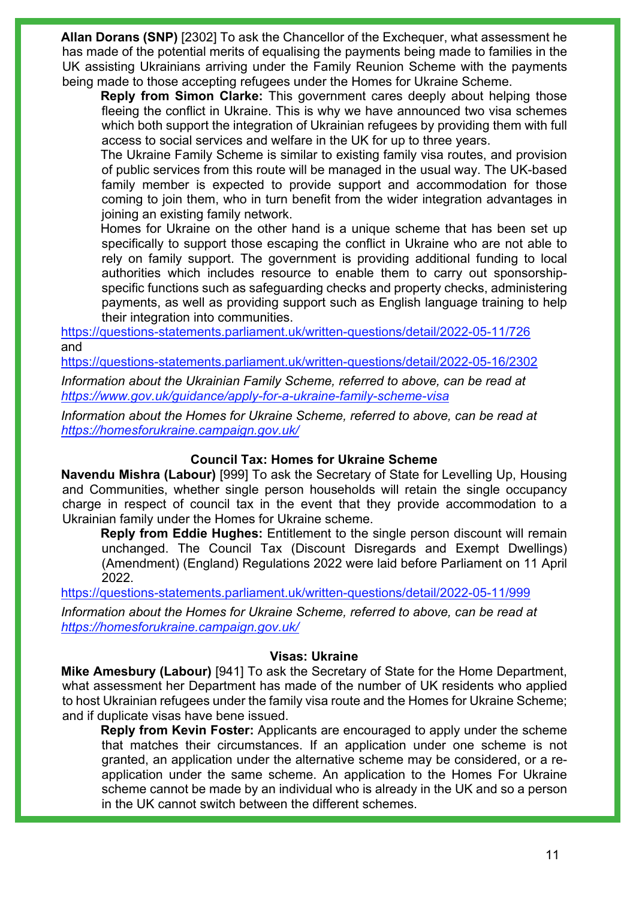**Allan Dorans (SNP)** [2302] To ask the Chancellor of the Exchequer, what assessment he has made of the potential merits of equalising the payments being made to families in the UK assisting Ukrainians arriving under the Family Reunion Scheme with the payments being made to those accepting refugees under the Homes for Ukraine Scheme.

> **Reply from Simon Clarke:** This government cares deeply about helping those fleeing the conflict in Ukraine. This is why we have announced two visa schemes which both support the integration of Ukrainian refugees by providing them with full access to social services and welfare in the UK for up to three years.
>
> The Ukraine Family Scheme is similar to existing family visa routes, and provision of public services from this route will be managed in the usual way. The UK-based family member is expected to provide support and accommodation for those coming to join them, who in turn benefit from the wider integration advantages in joining an existing family network.
>
> Homes for Ukraine on the other hand is a unique scheme that has been set up specifically to support those escaping the conflict in Ukraine who are not able to rely on family support. The government is providing additional funding to local authorities which includes resource to enable them to carry out sponsorship-specific functions such as safeguarding checks and property checks, administering payments, as well as providing support such as English language training to help their integration into communities.

https://questions-statements.parliament.uk/written-questions/detail/2022-05-11/726
and
https://questions-statements.parliament.uk/written-questions/detail/2022-05-16/2302

*Information about the Ukrainian Family Scheme, referred to above, can be read at https://www.gov.uk/guidance/apply-for-a-ukraine-family-scheme-visa*

*Information about the Homes for Ukraine Scheme, referred to above, can be read at https://homesforukraine.campaign.gov.uk/*

### Council Tax: Homes for Ukraine Scheme

**Navendu Mishra (Labour)** [999] To ask the Secretary of State for Levelling Up, Housing and Communities, whether single person households will retain the single occupancy charge in respect of council tax in the event that they provide accommodation to a Ukrainian family under the Homes for Ukraine scheme.

> **Reply from Eddie Hughes:** Entitlement to the single person discount will remain unchanged. The Council Tax (Discount Disregards and Exempt Dwellings) (Amendment) (England) Regulations 2022 were laid before Parliament on 11 April 2022.

https://questions-statements.parliament.uk/written-questions/detail/2022-05-11/999

*Information about the Homes for Ukraine Scheme, referred to above, can be read at https://homesforukraine.campaign.gov.uk/*

### Visas: Ukraine

**Mike Amesbury (Labour)** [941] To ask the Secretary of State for the Home Department, what assessment her Department has made of the number of UK residents who applied to host Ukrainian refugees under the family visa route and the Homes for Ukraine Scheme; and if duplicate visas have bene issued.

> **Reply from Kevin Foster:** Applicants are encouraged to apply under the scheme that matches their circumstances. If an application under one scheme is not granted, an application under the alternative scheme may be considered, or a re-application under the same scheme. An application to the Homes For Ukraine scheme cannot be made by an individual who is already in the UK and so a person in the UK cannot switch between the different schemes.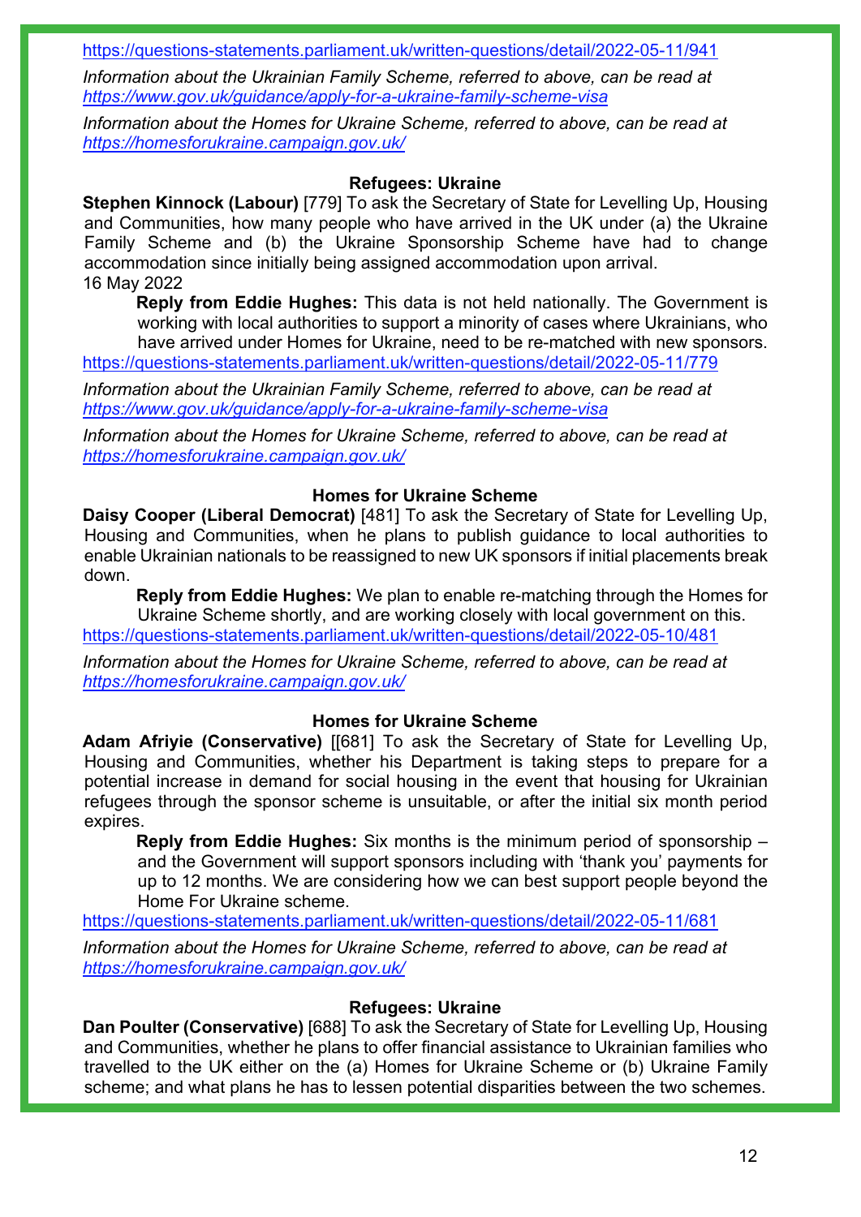https://questions-statements.parliament.uk/written-questions/detail/2022-05-11/941

*Information about the Ukrainian Family Scheme, referred to above, can be read at https://www.gov.uk/guidance/apply-for-a-ukraine-family-scheme-visa*

*Information about the Homes for Ukraine Scheme, referred to above, can be read at https://homesforukraine.campaign.gov.uk/*

### Refugees: Ukraine

**Stephen Kinnock (Labour)** [779] To ask the Secretary of State for Levelling Up, Housing and Communities, how many people who have arrived in the UK under (a) the Ukraine Family Scheme and (b) the Ukraine Sponsorship Scheme have had to change accommodation since initially being assigned accommodation upon arrival.
16 May 2022

**Reply from Eddie Hughes:** This data is not held nationally. The Government is working with local authorities to support a minority of cases where Ukrainians, who have arrived under Homes for Ukraine, need to be re-matched with new sponsors.

https://questions-statements.parliament.uk/written-questions/detail/2022-05-11/779

*Information about the Ukrainian Family Scheme, referred to above, can be read at https://www.gov.uk/guidance/apply-for-a-ukraine-family-scheme-visa*

*Information about the Homes for Ukraine Scheme, referred to above, can be read at https://homesforukraine.campaign.gov.uk/*

### Homes for Ukraine Scheme

**Daisy Cooper (Liberal Democrat)** [481] To ask the Secretary of State for Levelling Up, Housing and Communities, when he plans to publish guidance to local authorities to enable Ukrainian nationals to be reassigned to new UK sponsors if initial placements break down.

**Reply from Eddie Hughes:** We plan to enable re-matching through the Homes for Ukraine Scheme shortly, and are working closely with local government on this.

https://questions-statements.parliament.uk/written-questions/detail/2022-05-10/481

*Information about the Homes for Ukraine Scheme, referred to above, can be read at https://homesforukraine.campaign.gov.uk/*

### Homes for Ukraine Scheme

**Adam Afriyie (Conservative)** [[681] To ask the Secretary of State for Levelling Up, Housing and Communities, whether his Department is taking steps to prepare for a potential increase in demand for social housing in the event that housing for Ukrainian refugees through the sponsor scheme is unsuitable, or after the initial six month period expires.

**Reply from Eddie Hughes:** Six months is the minimum period of sponsorship – and the Government will support sponsors including with 'thank you' payments for up to 12 months. We are considering how we can best support people beyond the Home For Ukraine scheme.

https://questions-statements.parliament.uk/written-questions/detail/2022-05-11/681

*Information about the Homes for Ukraine Scheme, referred to above, can be read at https://homesforukraine.campaign.gov.uk/*

### Refugees: Ukraine

**Dan Poulter (Conservative)** [688] To ask the Secretary of State for Levelling Up, Housing and Communities, whether he plans to offer financial assistance to Ukrainian families who travelled to the UK either on the (a) Homes for Ukraine Scheme or (b) Ukraine Family scheme; and what plans he has to lessen potential disparities between the two schemes.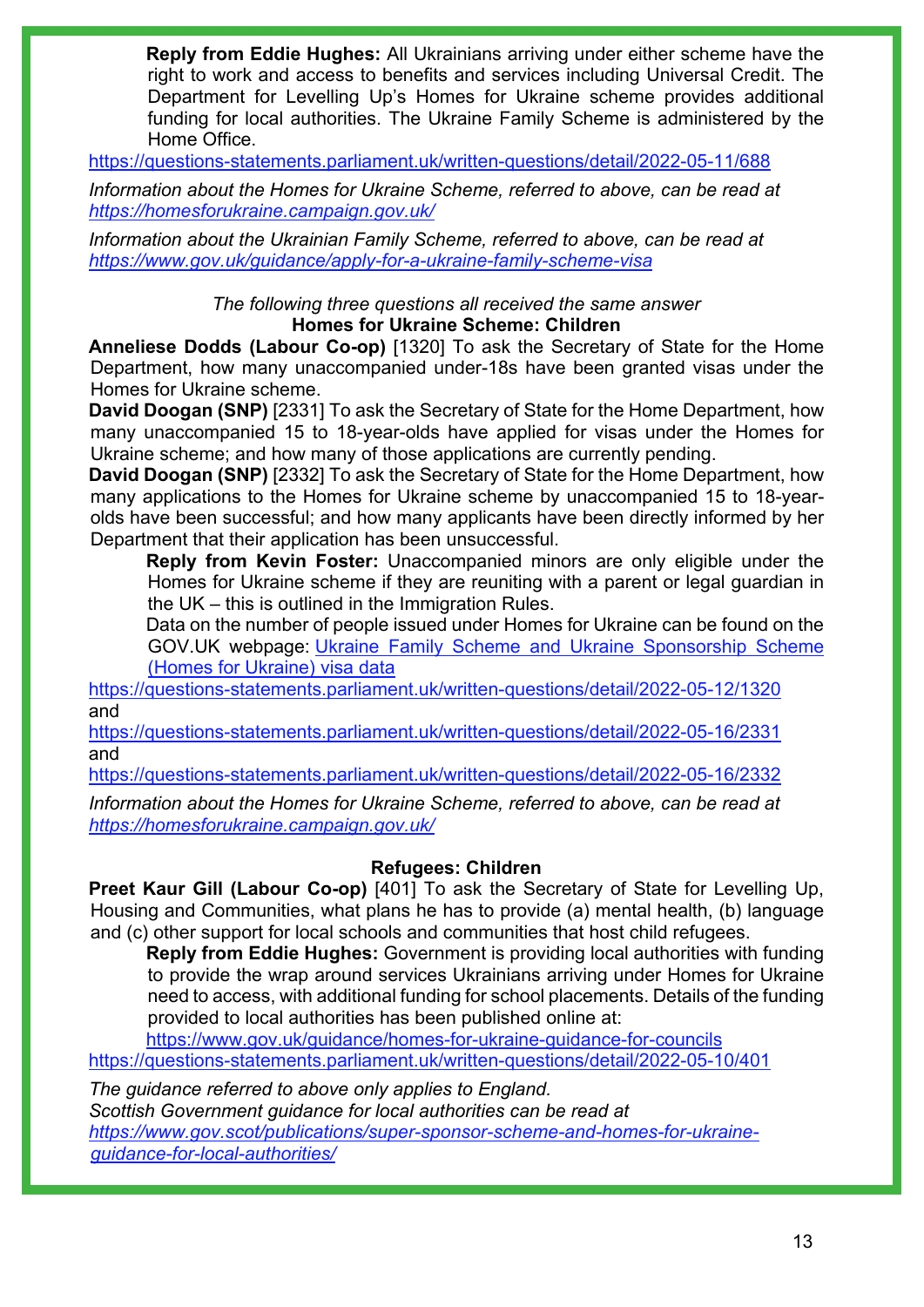**Reply from Eddie Hughes:** All Ukrainians arriving under either scheme have the right to work and access to benefits and services including Universal Credit. The Department for Levelling Up's Homes for Ukraine scheme provides additional funding for local authorities. The Ukraine Family Scheme is administered by the Home Office.

https://questions-statements.parliament.uk/written-questions/detail/2022-05-11/688

*Information about the Homes for Ukraine Scheme, referred to above, can be read at https://homesforukraine.campaign.gov.uk/*

*Information about the Ukrainian Family Scheme, referred to above, can be read at https://www.gov.uk/guidance/apply-for-a-ukraine-family-scheme-visa*

*The following three questions all received the same answer*

**Homes for Ukraine Scheme: Children**

**Anneliese Dodds (Labour Co-op)** [1320] To ask the Secretary of State for the Home Department, how many unaccompanied under-18s have been granted visas under the Homes for Ukraine scheme.

**David Doogan (SNP)** [2331] To ask the Secretary of State for the Home Department, how many unaccompanied 15 to 18-year-olds have applied for visas under the Homes for Ukraine scheme; and how many of those applications are currently pending.

**David Doogan (SNP)** [2332] To ask the Secretary of State for the Home Department, how many applications to the Homes for Ukraine scheme by unaccompanied 15 to 18-year-olds have been successful; and how many applicants have been directly informed by her Department that their application has been unsuccessful.

**Reply from Kevin Foster:** Unaccompanied minors are only eligible under the Homes for Ukraine scheme if they are reuniting with a parent or legal guardian in the UK – this is outlined in the Immigration Rules.

Data on the number of people issued under Homes for Ukraine can be found on the GOV.UK webpage: Ukraine Family Scheme and Ukraine Sponsorship Scheme (Homes for Ukraine) visa data

https://questions-statements.parliament.uk/written-questions/detail/2022-05-12/1320
and
https://questions-statements.parliament.uk/written-questions/detail/2022-05-16/2331
and
https://questions-statements.parliament.uk/written-questions/detail/2022-05-16/2332

*Information about the Homes for Ukraine Scheme, referred to above, can be read at https://homesforukraine.campaign.gov.uk/*

**Refugees: Children**

**Preet Kaur Gill (Labour Co-op)** [401] To ask the Secretary of State for Levelling Up, Housing and Communities, what plans he has to provide (a) mental health, (b) language and (c) other support for local schools and communities that host child refugees.

**Reply from Eddie Hughes:** Government is providing local authorities with funding to provide the wrap around services Ukrainians arriving under Homes for Ukraine need to access, with additional funding for school placements. Details of the funding provided to local authorities has been published online at:

https://www.gov.uk/guidance/homes-for-ukraine-guidance-for-councils

https://questions-statements.parliament.uk/written-questions/detail/2022-05-10/401

*The guidance referred to above only applies to England.*
*Scottish Government guidance for local authorities can be read at https://www.gov.scot/publications/super-sponsor-scheme-and-homes-for-ukraine-guidance-for-local-authorities/*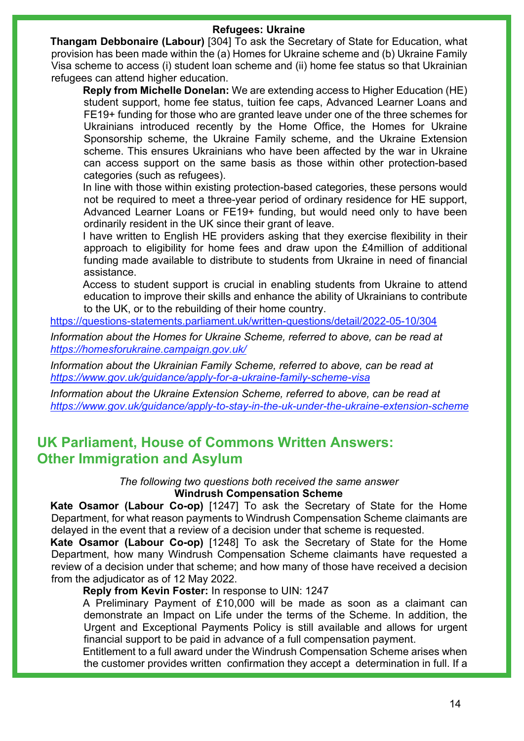### Refugees: Ukraine

**Thangam Debbonaire (Labour)** [304] To ask the Secretary of State for Education, what provision has been made within the (a) Homes for Ukraine scheme and (b) Ukraine Family Visa scheme to access (i) student loan scheme and (ii) home fee status so that Ukrainian refugees can attend higher education.

**Reply from Michelle Donelan:** We are extending access to Higher Education (HE) student support, home fee status, tuition fee caps, Advanced Learner Loans and FE19+ funding for those who are granted leave under one of the three schemes for Ukrainians introduced recently by the Home Office, the Homes for Ukraine Sponsorship scheme, the Ukraine Family scheme, and the Ukraine Extension scheme. This ensures Ukrainians who have been affected by the war in Ukraine can access support on the same basis as those within other protection-based categories (such as refugees).

In line with those within existing protection-based categories, these persons would not be required to meet a three-year period of ordinary residence for HE support, Advanced Learner Loans or FE19+ funding, but would need only to have been ordinarily resident in the UK since their grant of leave.

I have written to English HE providers asking that they exercise flexibility in their approach to eligibility for home fees and draw upon the £4million of additional funding made available to distribute to students from Ukraine in need of financial assistance.

Access to student support is crucial in enabling students from Ukraine to attend education to improve their skills and enhance the ability of Ukrainians to contribute to the UK, or to the rebuilding of their home country.

https://questions-statements.parliament.uk/written-questions/detail/2022-05-10/304

*Information about the Homes for Ukraine Scheme, referred to above, can be read at https://homesforukraine.campaign.gov.uk/*

*Information about the Ukrainian Family Scheme, referred to above, can be read at https://www.gov.uk/guidance/apply-for-a-ukraine-family-scheme-visa*

*Information about the Ukraine Extension Scheme, referred to above, can be read at https://www.gov.uk/guidance/apply-to-stay-in-the-uk-under-the-ukraine-extension-scheme*

## UK Parliament, House of Commons Written Answers: Other Immigration and Asylum

*The following two questions both received the same answer*

### Windrush Compensation Scheme

**Kate Osamor (Labour Co-op)** [1247] To ask the Secretary of State for the Home Department, for what reason payments to Windrush Compensation Scheme claimants are delayed in the event that a review of a decision under that scheme is requested.

**Kate Osamor (Labour Co-op)** [1248] To ask the Secretary of State for the Home Department, how many Windrush Compensation Scheme claimants have requested a review of a decision under that scheme; and how many of those have received a decision from the adjudicator as of 12 May 2022.

**Reply from Kevin Foster:** In response to UIN: 1247

A Preliminary Payment of £10,000 will be made as soon as a claimant can demonstrate an Impact on Life under the terms of the Scheme. In addition, the Urgent and Exceptional Payments Policy is still available and allows for urgent financial support to be paid in advance of a full compensation payment.

Entitlement to a full award under the Windrush Compensation Scheme arises when the customer provides written confirmation they accept a determination in full. If a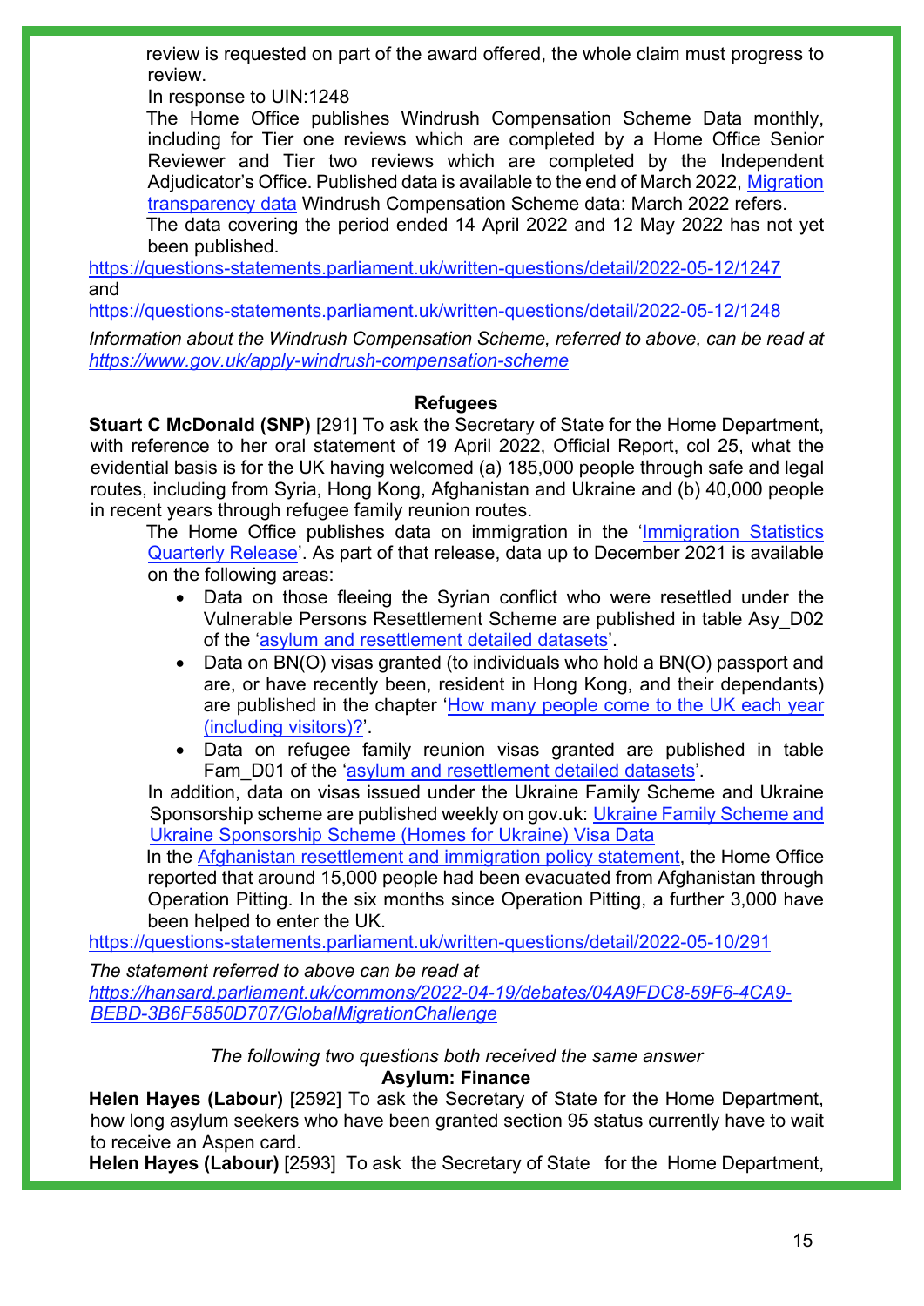review is requested on part of the award offered, the whole claim must progress to review.

In response to UIN:1248

The Home Office publishes Windrush Compensation Scheme Data monthly, including for Tier one reviews which are completed by a Home Office Senior Reviewer and Tier two reviews which are completed by the Independent Adjudicator's Office. Published data is available to the end of March 2022, Migration transparency data Windrush Compensation Scheme data: March 2022 refers.

The data covering the period ended 14 April 2022 and 12 May 2022 has not yet been published.

https://questions-statements.parliament.uk/written-questions/detail/2022-05-12/1247 and https://questions-statements.parliament.uk/written-questions/detail/2022-05-12/1248

*Information about the Windrush Compensation Scheme, referred to above, can be read at https://www.gov.uk/apply-windrush-compensation-scheme*

### Refugees

**Stuart C McDonald (SNP)** [291] To ask the Secretary of State for the Home Department, with reference to her oral statement of 19 April 2022, Official Report, col 25, what the evidential basis is for the UK having welcomed (a) 185,000 people through safe and legal routes, including from Syria, Hong Kong, Afghanistan and Ukraine and (b) 40,000 people in recent years through refugee family reunion routes.

The Home Office publishes data on immigration in the 'Immigration Statistics Quarterly Release'. As part of that release, data up to December 2021 is available on the following areas:

- Data on those fleeing the Syrian conflict who were resettled under the Vulnerable Persons Resettlement Scheme are published in table Asy_D02 of the 'asylum and resettlement detailed datasets'.
- Data on BN(O) visas granted (to individuals who hold a BN(O) passport and are, or have recently been, resident in Hong Kong, and their dependants) are published in the chapter 'How many people come to the UK each year (including visitors)?'.
- Data on refugee family reunion visas granted are published in table Fam_D01 of the 'asylum and resettlement detailed datasets'.

In addition, data on visas issued under the Ukraine Family Scheme and Ukraine Sponsorship scheme are published weekly on gov.uk: Ukraine Family Scheme and Ukraine Sponsorship Scheme (Homes for Ukraine) Visa Data

In the Afghanistan resettlement and immigration policy statement, the Home Office reported that around 15,000 people had been evacuated from Afghanistan through Operation Pitting. In the six months since Operation Pitting, a further 3,000 have been helped to enter the UK.

https://questions-statements.parliament.uk/written-questions/detail/2022-05-10/291

*The statement referred to above can be read at https://hansard.parliament.uk/commons/2022-04-19/debates/04A9FDC8-59F6-4CA9-BEBD-3B6F5850D707/GlobalMigrationChallenge*

*The following two questions both received the same answer*

### Asylum: Finance

**Helen Hayes (Labour)** [2592] To ask the Secretary of State for the Home Department, how long asylum seekers who have been granted section 95 status currently have to wait to receive an Aspen card.

**Helen Hayes (Labour)** [2593] To ask the Secretary of State for the Home Department,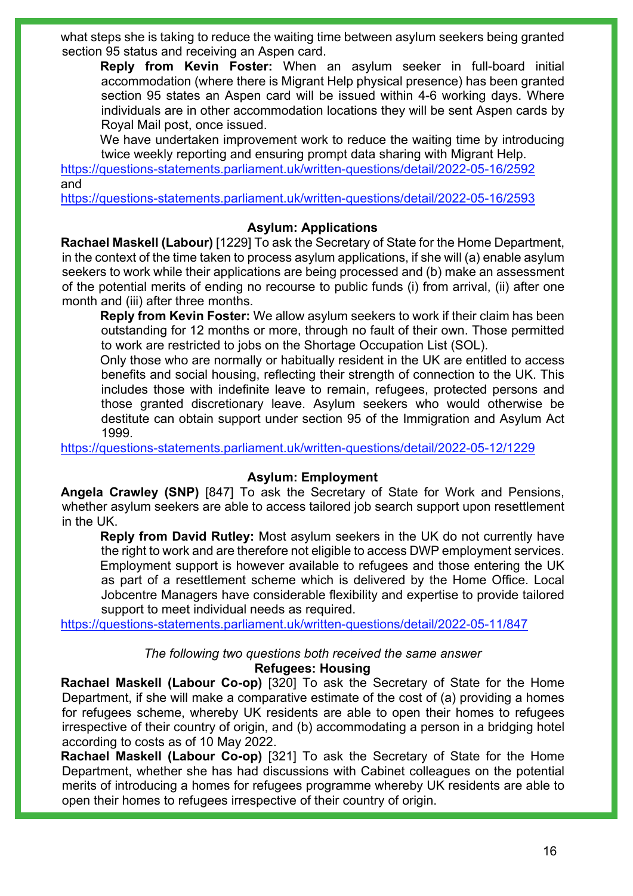what steps she is taking to reduce the waiting time between asylum seekers being granted section 95 status and receiving an Aspen card.

**Reply from Kevin Foster:** When an asylum seeker in full-board initial accommodation (where there is Migrant Help physical presence) has been granted section 95 states an Aspen card will be issued within 4-6 working days. Where individuals are in other accommodation locations they will be sent Aspen cards by Royal Mail post, once issued.

We have undertaken improvement work to reduce the waiting time by introducing twice weekly reporting and ensuring prompt data sharing with Migrant Help.

https://questions-statements.parliament.uk/written-questions/detail/2022-05-16/2592
and
https://questions-statements.parliament.uk/written-questions/detail/2022-05-16/2593

### Asylum: Applications

**Rachael Maskell (Labour)** [1229] To ask the Secretary of State for the Home Department, in the context of the time taken to process asylum applications, if she will (a) enable asylum seekers to work while their applications are being processed and (b) make an assessment of the potential merits of ending no recourse to public funds (i) from arrival, (ii) after one month and (iii) after three months.

**Reply from Kevin Foster:** We allow asylum seekers to work if their claim has been outstanding for 12 months or more, through no fault of their own. Those permitted to work are restricted to jobs on the Shortage Occupation List (SOL).

Only those who are normally or habitually resident in the UK are entitled to access benefits and social housing, reflecting their strength of connection to the UK. This includes those with indefinite leave to remain, refugees, protected persons and those granted discretionary leave. Asylum seekers who would otherwise be destitute can obtain support under section 95 of the Immigration and Asylum Act 1999.

https://questions-statements.parliament.uk/written-questions/detail/2022-05-12/1229

### Asylum: Employment

**Angela Crawley (SNP)** [847] To ask the Secretary of State for Work and Pensions, whether asylum seekers are able to access tailored job search support upon resettlement in the UK.

**Reply from David Rutley:** Most asylum seekers in the UK do not currently have the right to work and are therefore not eligible to access DWP employment services. Employment support is however available to refugees and those entering the UK as part of a resettlement scheme which is delivered by the Home Office. Local Jobcentre Managers have considerable flexibility and expertise to provide tailored support to meet individual needs as required.

https://questions-statements.parliament.uk/written-questions/detail/2022-05-11/847

*The following two questions both received the same answer*

### Refugees: Housing

**Rachael Maskell (Labour Co-op)** [320] To ask the Secretary of State for the Home Department, if she will make a comparative estimate of the cost of (a) providing a homes for refugees scheme, whereby UK residents are able to open their homes to refugees irrespective of their country of origin, and (b) accommodating a person in a bridging hotel according to costs as of 10 May 2022.

**Rachael Maskell (Labour Co-op)** [321] To ask the Secretary of State for the Home Department, whether she has had discussions with Cabinet colleagues on the potential merits of introducing a homes for refugees programme whereby UK residents are able to open their homes to refugees irrespective of their country of origin.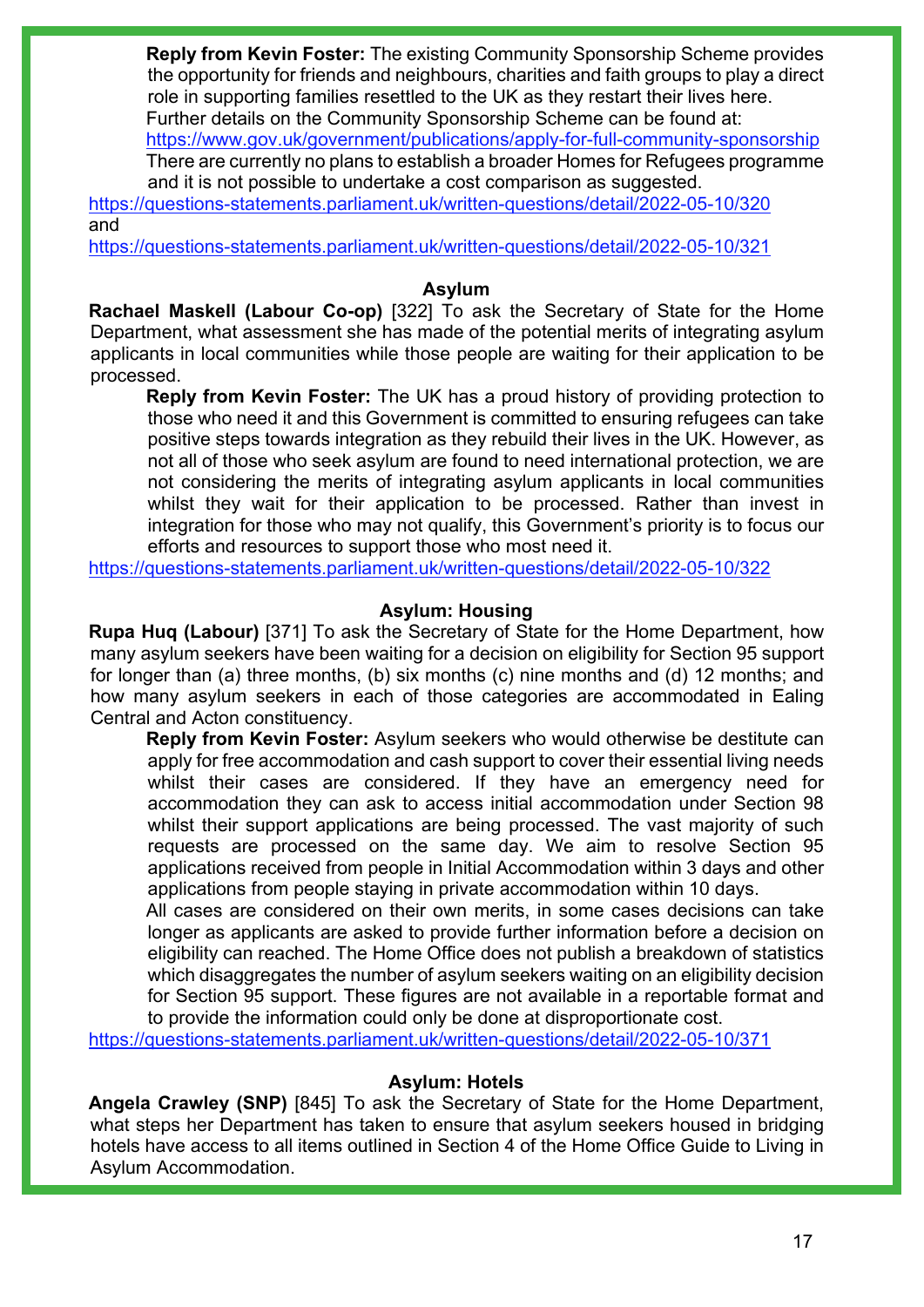**Reply from Kevin Foster:** The existing Community Sponsorship Scheme provides the opportunity for friends and neighbours, charities and faith groups to play a direct role in supporting families resettled to the UK as they restart their lives here. Further details on the Community Sponsorship Scheme can be found at: https://www.gov.uk/government/publications/apply-for-full-community-sponsorship There are currently no plans to establish a broader Homes for Refugees programme and it is not possible to undertake a cost comparison as suggested.

https://questions-statements.parliament.uk/written-questions/detail/2022-05-10/320 and https://questions-statements.parliament.uk/written-questions/detail/2022-05-10/321

### Asylum

**Rachael Maskell (Labour Co-op)** [322] To ask the Secretary of State for the Home Department, what assessment she has made of the potential merits of integrating asylum applicants in local communities while those people are waiting for their application to be processed.

**Reply from Kevin Foster:** The UK has a proud history of providing protection to those who need it and this Government is committed to ensuring refugees can take positive steps towards integration as they rebuild their lives in the UK. However, as not all of those who seek asylum are found to need international protection, we are not considering the merits of integrating asylum applicants in local communities whilst they wait for their application to be processed. Rather than invest in integration for those who may not qualify, this Government's priority is to focus our efforts and resources to support those who most need it.

https://questions-statements.parliament.uk/written-questions/detail/2022-05-10/322

### Asylum: Housing

**Rupa Huq (Labour)** [371] To ask the Secretary of State for the Home Department, how many asylum seekers have been waiting for a decision on eligibility for Section 95 support for longer than (a) three months, (b) six months (c) nine months and (d) 12 months; and how many asylum seekers in each of those categories are accommodated in Ealing Central and Acton constituency.

**Reply from Kevin Foster:** Asylum seekers who would otherwise be destitute can apply for free accommodation and cash support to cover their essential living needs whilst their cases are considered. If they have an emergency need for accommodation they can ask to access initial accommodation under Section 98 whilst their support applications are being processed. The vast majority of such requests are processed on the same day. We aim to resolve Section 95 applications received from people in Initial Accommodation within 3 days and other applications from people staying in private accommodation within 10 days.

All cases are considered on their own merits, in some cases decisions can take longer as applicants are asked to provide further information before a decision on eligibility can reached. The Home Office does not publish a breakdown of statistics which disaggregates the number of asylum seekers waiting on an eligibility decision for Section 95 support. These figures are not available in a reportable format and to provide the information could only be done at disproportionate cost.

https://questions-statements.parliament.uk/written-questions/detail/2022-05-10/371

### Asylum: Hotels

**Angela Crawley (SNP)** [845] To ask the Secretary of State for the Home Department, what steps her Department has taken to ensure that asylum seekers housed in bridging hotels have access to all items outlined in Section 4 of the Home Office Guide to Living in Asylum Accommodation.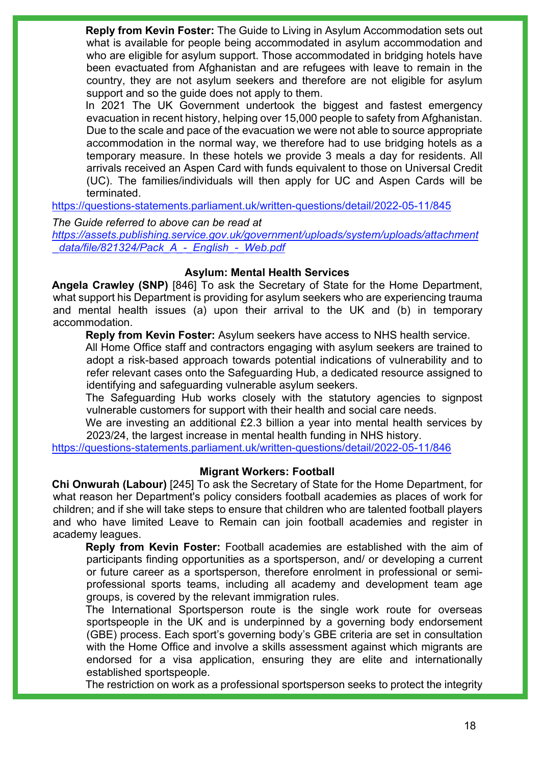**Reply from Kevin Foster:** The Guide to Living in Asylum Accommodation sets out what is available for people being accommodated in asylum accommodation and who are eligible for asylum support. Those accommodated in bridging hotels have been evactuated from Afghanistan and are refugees with leave to remain in the country, they are not asylum seekers and therefore are not eligible for asylum support and so the guide does not apply to them.

In 2021 The UK Government undertook the biggest and fastest emergency evacuation in recent history, helping over 15,000 people to safety from Afghanistan. Due to the scale and pace of the evacuation we were not able to source appropriate accommodation in the normal way, we therefore had to use bridging hotels as a temporary measure. In these hotels we provide 3 meals a day for residents. All arrivals received an Aspen Card with funds equivalent to those on Universal Credit (UC). The families/individuals will then apply for UC and Aspen Cards will be terminated.

https://questions-statements.parliament.uk/written-questions/detail/2022-05-11/845

*The Guide referred to above can be read at*
*https://assets.publishing.service.gov.uk/government/uploads/system/uploads/attachment_data/file/821324/Pack_A_-_English_-_Web.pdf*

### Asylum: Mental Health Services

**Angela Crawley (SNP)** [846] To ask the Secretary of State for the Home Department, what support his Department is providing for asylum seekers who are experiencing trauma and mental health issues (a) upon their arrival to the UK and (b) in temporary accommodation.

**Reply from Kevin Foster:** Asylum seekers have access to NHS health service.

All Home Office staff and contractors engaging with asylum seekers are trained to adopt a risk-based approach towards potential indications of vulnerability and to refer relevant cases onto the Safeguarding Hub, a dedicated resource assigned to identifying and safeguarding vulnerable asylum seekers.

The Safeguarding Hub works closely with the statutory agencies to signpost vulnerable customers for support with their health and social care needs.

We are investing an additional £2.3 billion a year into mental health services by 2023/24, the largest increase in mental health funding in NHS history.

https://questions-statements.parliament.uk/written-questions/detail/2022-05-11/846

### Migrant Workers: Football

**Chi Onwurah (Labour)** [245] To ask the Secretary of State for the Home Department, for what reason her Department's policy considers football academies as places of work for children; and if she will take steps to ensure that children who are talented football players and who have limited Leave to Remain can join football academies and register in academy leagues.

**Reply from Kevin Foster:** Football academies are established with the aim of participants finding opportunities as a sportsperson, and/ or developing a current or future career as a sportsperson, therefore enrolment in professional or semi-professional sports teams, including all academy and development team age groups, is covered by the relevant immigration rules.

The International Sportsperson route is the single work route for overseas sportspeople in the UK and is underpinned by a governing body endorsement (GBE) process. Each sport's governing body's GBE criteria are set in consultation with the Home Office and involve a skills assessment against which migrants are endorsed for a visa application, ensuring they are elite and internationally established sportspeople.

The restriction on work as a professional sportsperson seeks to protect the integrity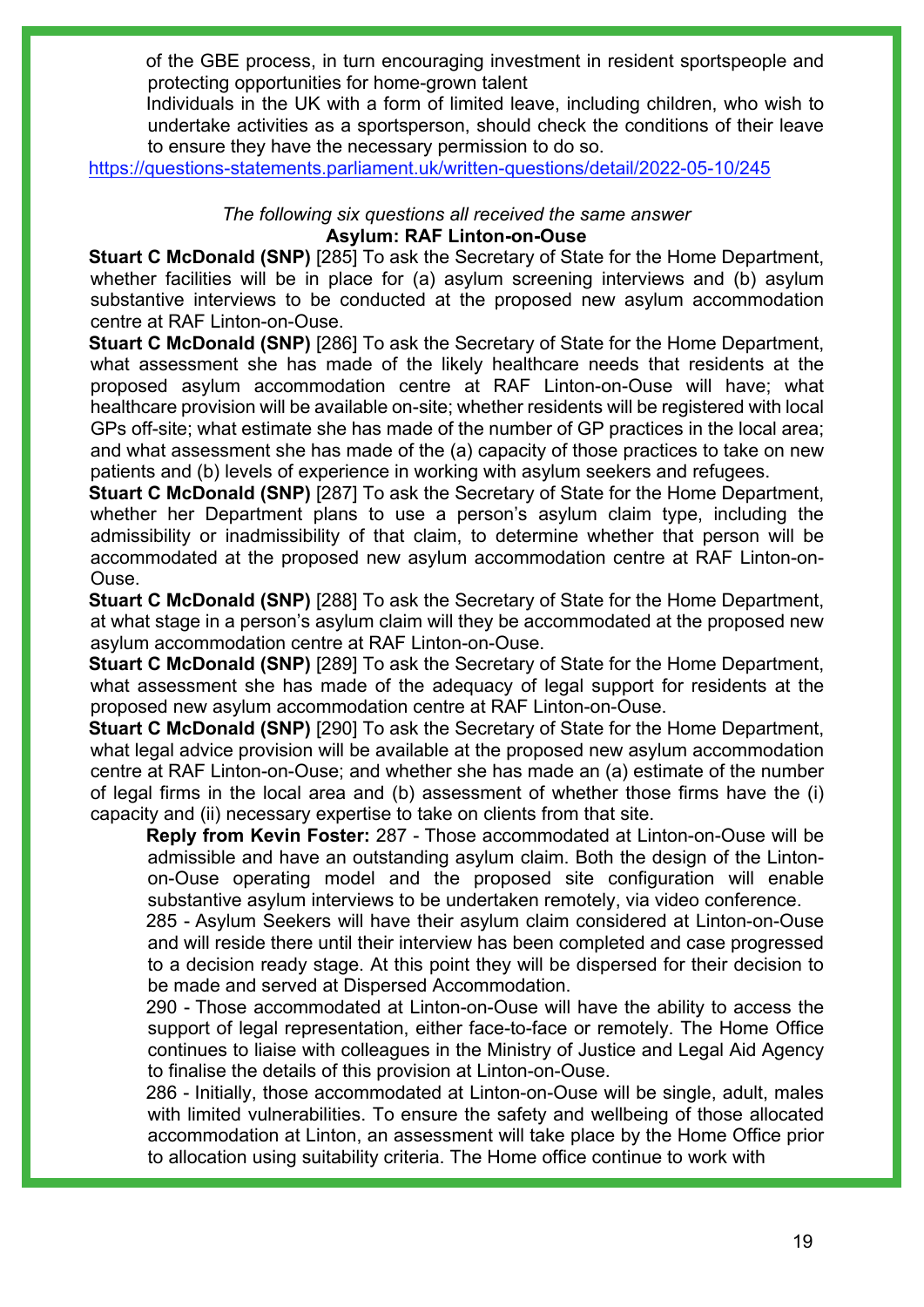of the GBE process, in turn encouraging investment in resident sportspeople and protecting opportunities for home-grown talent

Individuals in the UK with a form of limited leave, including children, who wish to undertake activities as a sportsperson, should check the conditions of their leave to ensure they have the necessary permission to do so.

https://questions-statements.parliament.uk/written-questions/detail/2022-05-10/245

*The following six questions all received the same answer*

**Asylum: RAF Linton-on-Ouse**

**Stuart C McDonald (SNP)** [285] To ask the Secretary of State for the Home Department, whether facilities will be in place for (a) asylum screening interviews and (b) asylum substantive interviews to be conducted at the proposed new asylum accommodation centre at RAF Linton-on-Ouse.

**Stuart C McDonald (SNP)** [286] To ask the Secretary of State for the Home Department, what assessment she has made of the likely healthcare needs that residents at the proposed asylum accommodation centre at RAF Linton-on-Ouse will have; what healthcare provision will be available on-site; whether residents will be registered with local GPs off-site; what estimate she has made of the number of GP practices in the local area; and what assessment she has made of the (a) capacity of those practices to take on new patients and (b) levels of experience in working with asylum seekers and refugees.

**Stuart C McDonald (SNP)** [287] To ask the Secretary of State for the Home Department, whether her Department plans to use a person's asylum claim type, including the admissibility or inadmissibility of that claim, to determine whether that person will be accommodated at the proposed new asylum accommodation centre at RAF Linton-on-Ouse.

**Stuart C McDonald (SNP)** [288] To ask the Secretary of State for the Home Department, at what stage in a person's asylum claim will they be accommodated at the proposed new asylum accommodation centre at RAF Linton-on-Ouse.

**Stuart C McDonald (SNP)** [289] To ask the Secretary of State for the Home Department, what assessment she has made of the adequacy of legal support for residents at the proposed new asylum accommodation centre at RAF Linton-on-Ouse.

**Stuart C McDonald (SNP)** [290] To ask the Secretary of State for the Home Department, what legal advice provision will be available at the proposed new asylum accommodation centre at RAF Linton-on-Ouse; and whether she has made an (a) estimate of the number of legal firms in the local area and (b) assessment of whether those firms have the (i) capacity and (ii) necessary expertise to take on clients from that site.

**Reply from Kevin Foster:** 287 - Those accommodated at Linton-on-Ouse will be admissible and have an outstanding asylum claim. Both the design of the Linton-on-Ouse operating model and the proposed site configuration will enable substantive asylum interviews to be undertaken remotely, via video conference.

285 - Asylum Seekers will have their asylum claim considered at Linton-on-Ouse and will reside there until their interview has been completed and case progressed to a decision ready stage. At this point they will be dispersed for their decision to be made and served at Dispersed Accommodation.

290 - Those accommodated at Linton-on-Ouse will have the ability to access the support of legal representation, either face-to-face or remotely. The Home Office continues to liaise with colleagues in the Ministry of Justice and Legal Aid Agency to finalise the details of this provision at Linton-on-Ouse.

286 - Initially, those accommodated at Linton-on-Ouse will be single, adult, males with limited vulnerabilities. To ensure the safety and wellbeing of those allocated accommodation at Linton, an assessment will take place by the Home Office prior to allocation using suitability criteria. The Home office continue to work with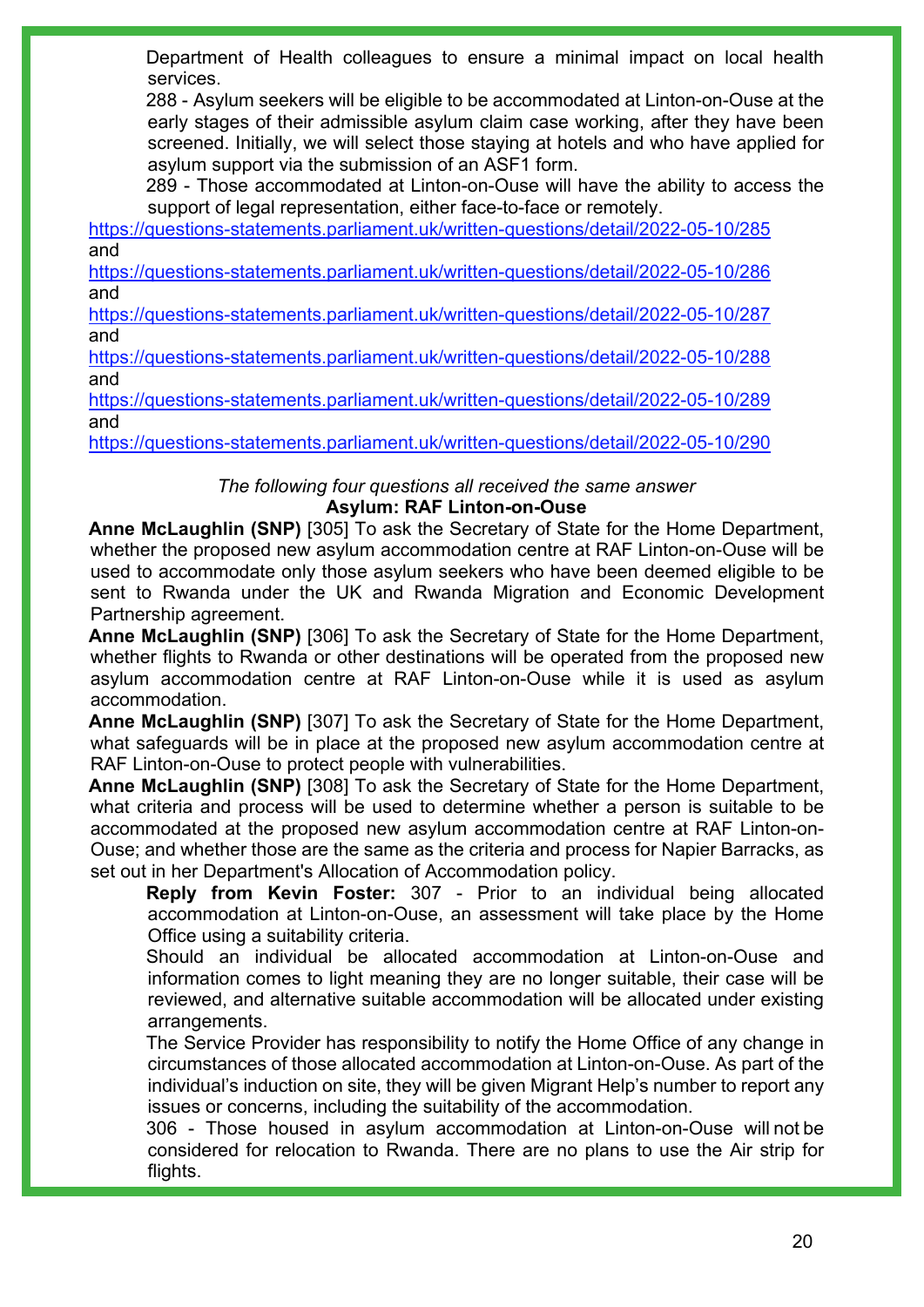Department of Health colleagues to ensure a minimal impact on local health services.

288 - Asylum seekers will be eligible to be accommodated at Linton-on-Ouse at the early stages of their admissible asylum claim case working, after they have been screened. Initially, we will select those staying at hotels and who have applied for asylum support via the submission of an ASF1 form.

289 - Those accommodated at Linton-on-Ouse will have the ability to access the support of legal representation, either face-to-face or remotely.

https://questions-statements.parliament.uk/written-questions/detail/2022-05-10/285
and
https://questions-statements.parliament.uk/written-questions/detail/2022-05-10/286
and
https://questions-statements.parliament.uk/written-questions/detail/2022-05-10/287
and
https://questions-statements.parliament.uk/written-questions/detail/2022-05-10/288
and
https://questions-statements.parliament.uk/written-questions/detail/2022-05-10/289
and
https://questions-statements.parliament.uk/written-questions/detail/2022-05-10/290

*The following four questions all received the same answer*

**Asylum: RAF Linton-on-Ouse**

**Anne McLaughlin (SNP)** [305] To ask the Secretary of State for the Home Department, whether the proposed new asylum accommodation centre at RAF Linton-on-Ouse will be used to accommodate only those asylum seekers who have been deemed eligible to be sent to Rwanda under the UK and Rwanda Migration and Economic Development Partnership agreement.

**Anne McLaughlin (SNP)** [306] To ask the Secretary of State for the Home Department, whether flights to Rwanda or other destinations will be operated from the proposed new asylum accommodation centre at RAF Linton-on-Ouse while it is used as asylum accommodation.

**Anne McLaughlin (SNP)** [307] To ask the Secretary of State for the Home Department, what safeguards will be in place at the proposed new asylum accommodation centre at RAF Linton-on-Ouse to protect people with vulnerabilities.

**Anne McLaughlin (SNP)** [308] To ask the Secretary of State for the Home Department, what criteria and process will be used to determine whether a person is suitable to be accommodated at the proposed new asylum accommodation centre at RAF Linton-on-Ouse; and whether those are the same as the criteria and process for Napier Barracks, as set out in her Department's Allocation of Accommodation policy.

**Reply from Kevin Foster:** 307 - Prior to an individual being allocated accommodation at Linton-on-Ouse, an assessment will take place by the Home Office using a suitability criteria.

Should an individual be allocated accommodation at Linton-on-Ouse and information comes to light meaning they are no longer suitable, their case will be reviewed, and alternative suitable accommodation will be allocated under existing arrangements.

The Service Provider has responsibility to notify the Home Office of any change in circumstances of those allocated accommodation at Linton-on-Ouse. As part of the individual's induction on site, they will be given Migrant Help's number to report any issues or concerns, including the suitability of the accommodation.

306 - Those housed in asylum accommodation at Linton-on-Ouse will not be considered for relocation to Rwanda. There are no plans to use the Air strip for flights.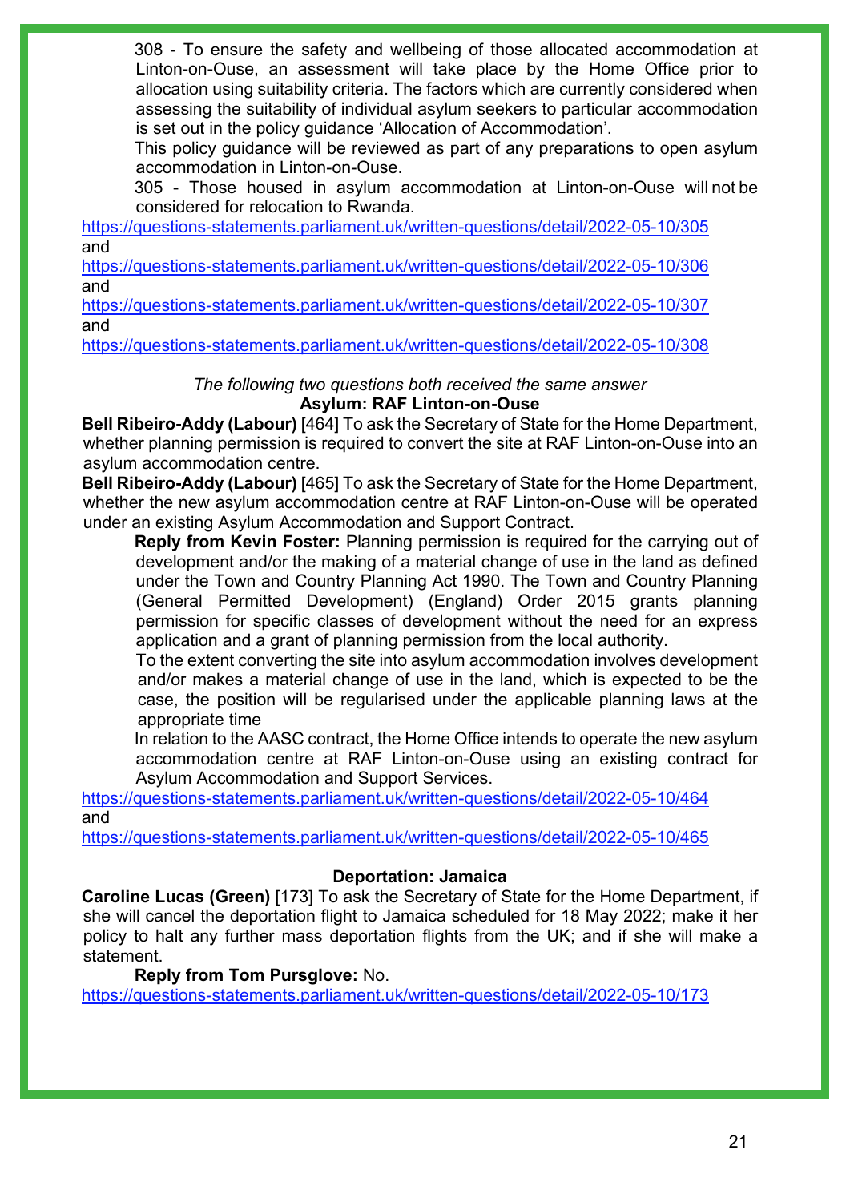308 - To ensure the safety and wellbeing of those allocated accommodation at Linton-on-Ouse, an assessment will take place by the Home Office prior to allocation using suitability criteria. The factors which are currently considered when assessing the suitability of individual asylum seekers to particular accommodation is set out in the policy guidance 'Allocation of Accommodation'.

This policy guidance will be reviewed as part of any preparations to open asylum accommodation in Linton-on-Ouse.

305 - Those housed in asylum accommodation at Linton-on-Ouse will not be considered for relocation to Rwanda.

https://questions-statements.parliament.uk/written-questions/detail/2022-05-10/305
and
https://questions-statements.parliament.uk/written-questions/detail/2022-05-10/306
and
https://questions-statements.parliament.uk/written-questions/detail/2022-05-10/307
and
https://questions-statements.parliament.uk/written-questions/detail/2022-05-10/308

*The following two questions both received the same answer*

**Asylum: RAF Linton-on-Ouse**

**Bell Ribeiro-Addy (Labour)** [464] To ask the Secretary of State for the Home Department, whether planning permission is required to convert the site at RAF Linton-on-Ouse into an asylum accommodation centre.

**Bell Ribeiro-Addy (Labour)** [465] To ask the Secretary of State for the Home Department, whether the new asylum accommodation centre at RAF Linton-on-Ouse will be operated under an existing Asylum Accommodation and Support Contract.

**Reply from Kevin Foster:** Planning permission is required for the carrying out of development and/or the making of a material change of use in the land as defined under the Town and Country Planning Act 1990. The Town and Country Planning (General Permitted Development) (England) Order 2015 grants planning permission for specific classes of development without the need for an express application and a grant of planning permission from the local authority.

To the extent converting the site into asylum accommodation involves development and/or makes a material change of use in the land, which is expected to be the case, the position will be regularised under the applicable planning laws at the appropriate time

In relation to the AASC contract, the Home Office intends to operate the new asylum accommodation centre at RAF Linton-on-Ouse using an existing contract for Asylum Accommodation and Support Services.

https://questions-statements.parliament.uk/written-questions/detail/2022-05-10/464
and
https://questions-statements.parliament.uk/written-questions/detail/2022-05-10/465

**Deportation: Jamaica**

**Caroline Lucas (Green)** [173] To ask the Secretary of State for the Home Department, if she will cancel the deportation flight to Jamaica scheduled for 18 May 2022; make it her policy to halt any further mass deportation flights from the UK; and if she will make a statement.

**Reply from Tom Pursglove:** No.

https://questions-statements.parliament.uk/written-questions/detail/2022-05-10/173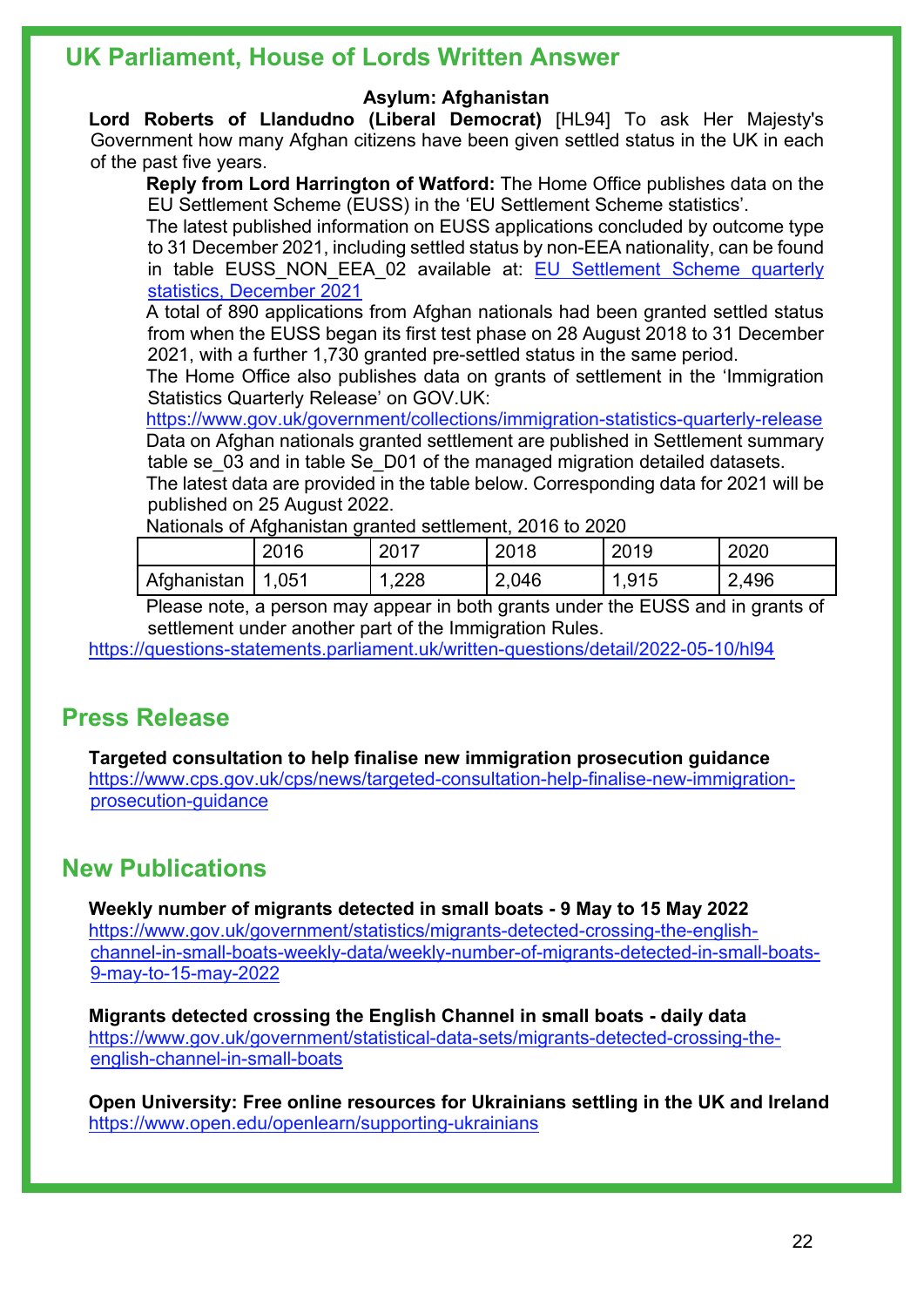## UK Parliament, House of Lords Written Answer

**Asylum: Afghanistan**

**Lord Roberts of Llandudno (Liberal Democrat)** [HL94] To ask Her Majesty's Government how many Afghan citizens have been given settled status in the UK in each of the past five years.

**Reply from Lord Harrington of Watford:** The Home Office publishes data on the EU Settlement Scheme (EUSS) in the 'EU Settlement Scheme statistics'.

The latest published information on EUSS applications concluded by outcome type to 31 December 2021, including settled status by non-EEA nationality, can be found in table EUSS_NON_EEA_02 available at: EU Settlement Scheme quarterly statistics, December 2021

A total of 890 applications from Afghan nationals had been granted settled status from when the EUSS began its first test phase on 28 August 2018 to 31 December 2021, with a further 1,730 granted pre-settled status in the same period.

The Home Office also publishes data on grants of settlement in the 'Immigration Statistics Quarterly Release' on GOV.UK:

https://www.gov.uk/government/collections/immigration-statistics-quarterly-release

Data on Afghan nationals granted settlement are published in Settlement summary table se_03 and in table Se_D01 of the managed migration detailed datasets.

The latest data are provided in the table below. Corresponding data for 2021 will be published on 25 August 2022.

Nationals of Afghanistan granted settlement, 2016 to 2020

| | 2016 | 2017 | 2018 | 2019 | 2020 |
|---|---|---|---|---|---|
| Afghanistan | 1,051 | 1,228 | 2,046 | 1,915 | 2,496 |

Please note, a person may appear in both grants under the EUSS and in grants of settlement under another part of the Immigration Rules.

https://questions-statements.parliament.uk/written-questions/detail/2022-05-10/hl94

## Press Release

**Targeted consultation to help finalise new immigration prosecution guidance**
https://www.cps.gov.uk/cps/news/targeted-consultation-help-finalise-new-immigration-prosecution-guidance

## New Publications

**Weekly number of migrants detected in small boats - 9 May to 15 May 2022**
https://www.gov.uk/government/statistics/migrants-detected-crossing-the-english-channel-in-small-boats-weekly-data/weekly-number-of-migrants-detected-in-small-boats-9-may-to-15-may-2022

**Migrants detected crossing the English Channel in small boats - daily data**
https://www.gov.uk/government/statistical-data-sets/migrants-detected-crossing-the-english-channel-in-small-boats

**Open University: Free online resources for Ukrainians settling in the UK and Ireland**
https://www.open.edu/openlearn/supporting-ukrainians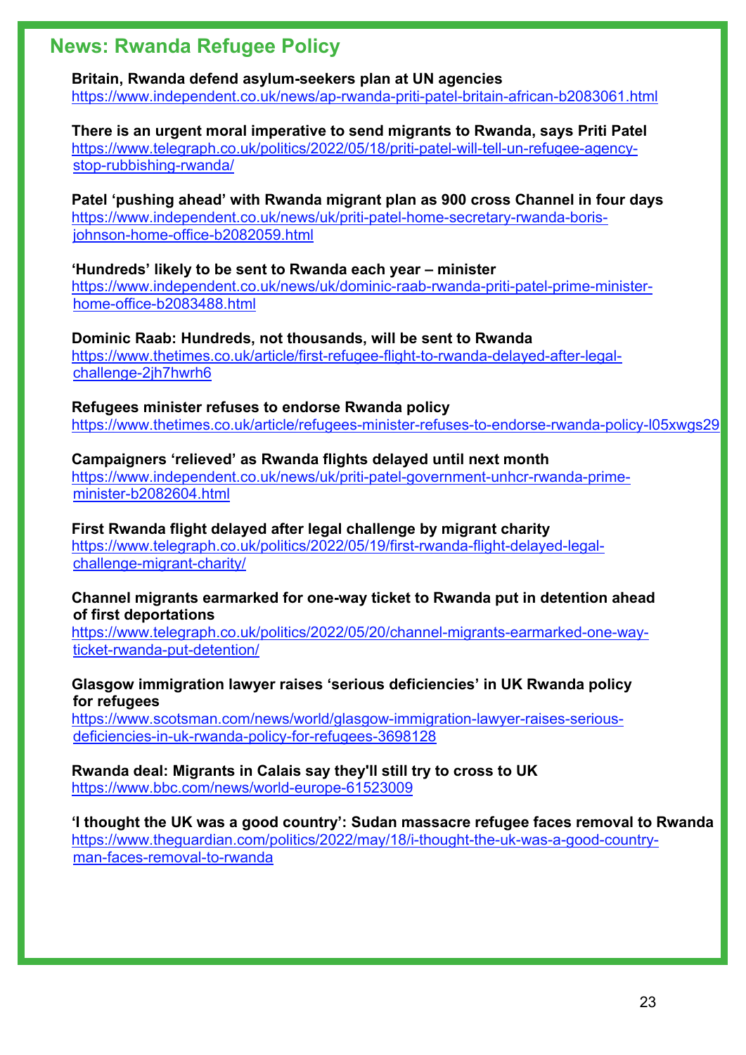## News: Rwanda Refugee Policy

**Britain, Rwanda defend asylum-seekers plan at UN agencies**
https://www.independent.co.uk/news/ap-rwanda-priti-patel-britain-african-b2083061.html

**There is an urgent moral imperative to send migrants to Rwanda, says Priti Patel**
https://www.telegraph.co.uk/politics/2022/05/18/priti-patel-will-tell-un-refugee-agency-stop-rubbishing-rwanda/

**Patel 'pushing ahead' with Rwanda migrant plan as 900 cross Channel in four days**
https://www.independent.co.uk/news/uk/priti-patel-home-secretary-rwanda-boris-johnson-home-office-b2082059.html

**'Hundreds' likely to be sent to Rwanda each year – minister**
https://www.independent.co.uk/news/uk/dominic-raab-rwanda-priti-patel-prime-minister-home-office-b2083488.html

**Dominic Raab: Hundreds, not thousands, will be sent to Rwanda**
https://www.thetimes.co.uk/article/first-refugee-flight-to-rwanda-delayed-after-legal-challenge-2jh7hwrh6

**Refugees minister refuses to endorse Rwanda policy**
https://www.thetimes.co.uk/article/refugees-minister-refuses-to-endorse-rwanda-policy-l05xwgs29

**Campaigners 'relieved' as Rwanda flights delayed until next month**
https://www.independent.co.uk/news/uk/priti-patel-government-unhcr-rwanda-prime-minister-b2082604.html

**First Rwanda flight delayed after legal challenge by migrant charity**
https://www.telegraph.co.uk/politics/2022/05/19/first-rwanda-flight-delayed-legal-challenge-migrant-charity/

**Channel migrants earmarked for one-way ticket to Rwanda put in detention ahead of first deportations**
https://www.telegraph.co.uk/politics/2022/05/20/channel-migrants-earmarked-one-way-ticket-rwanda-put-detention/

**Glasgow immigration lawyer raises 'serious deficiencies' in UK Rwanda policy for refugees**
https://www.scotsman.com/news/world/glasgow-immigration-lawyer-raises-serious-deficiencies-in-uk-rwanda-policy-for-refugees-3698128

**Rwanda deal: Migrants in Calais say they'll still try to cross to UK**
https://www.bbc.com/news/world-europe-61523009

**'I thought the UK was a good country': Sudan massacre refugee faces removal to Rwanda**
https://www.theguardian.com/politics/2022/may/18/i-thought-the-uk-was-a-good-country-man-faces-removal-to-rwanda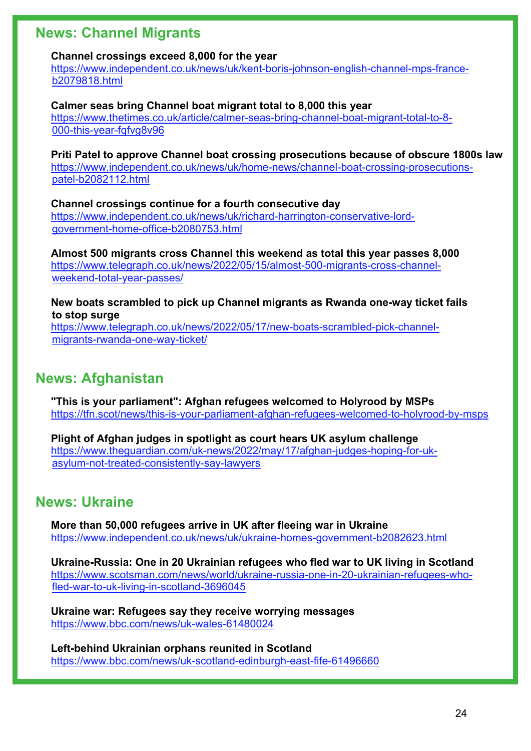## News: Channel Migrants

**Channel crossings exceed 8,000 for the year**
https://www.independent.co.uk/news/uk/kent-boris-johnson-english-channel-mps-france-b2079818.html

**Calmer seas bring Channel boat migrant total to 8,000 this year**
https://www.thetimes.co.uk/article/calmer-seas-bring-channel-boat-migrant-total-to-8-000-this-year-fqfvg8v96

**Priti Patel to approve Channel boat crossing prosecutions because of obscure 1800s law**
https://www.independent.co.uk/news/uk/home-news/channel-boat-crossing-prosecutions-patel-b2082112.html

**Channel crossings continue for a fourth consecutive day**
https://www.independent.co.uk/news/uk/richard-harrington-conservative-lord-government-home-office-b2080753.html

**Almost 500 migrants cross Channel this weekend as total this year passes 8,000**
https://www.telegraph.co.uk/news/2022/05/15/almost-500-migrants-cross-channel-weekend-total-year-passes/

**New boats scrambled to pick up Channel migrants as Rwanda one-way ticket fails to stop surge**
https://www.telegraph.co.uk/news/2022/05/17/new-boats-scrambled-pick-channel-migrants-rwanda-one-way-ticket/

## News: Afghanistan

**"This is your parliament": Afghan refugees welcomed to Holyrood by MSPs**
https://tfn.scot/news/this-is-your-parliament-afghan-refugees-welcomed-to-holyrood-by-msps

**Plight of Afghan judges in spotlight as court hears UK asylum challenge**
https://www.theguardian.com/uk-news/2022/may/17/afghan-judges-hoping-for-uk-asylum-not-treated-consistently-say-lawyers

## News: Ukraine

**More than 50,000 refugees arrive in UK after fleeing war in Ukraine**
https://www.independent.co.uk/news/uk/ukraine-homes-government-b2082623.html

**Ukraine-Russia: One in 20 Ukrainian refugees who fled war to UK living in Scotland**
https://www.scotsman.com/news/world/ukraine-russia-one-in-20-ukrainian-refugees-who-fled-war-to-uk-living-in-scotland-3696045

**Ukraine war: Refugees say they receive worrying messages**
https://www.bbc.com/news/uk-wales-61480024

**Left-behind Ukrainian orphans reunited in Scotland**
https://www.bbc.com/news/uk-scotland-edinburgh-east-fife-61496660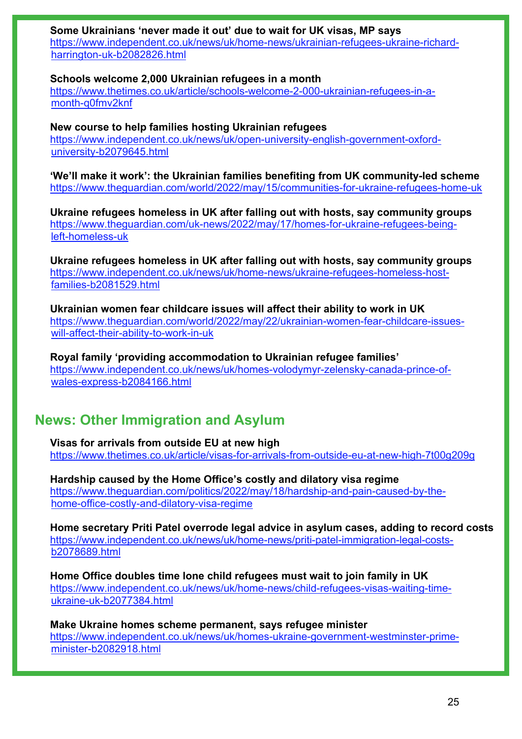**Some Ukrainians 'never made it out' due to wait for UK visas, MP says**
https://www.independent.co.uk/news/uk/home-news/ukrainian-refugees-ukraine-richard-harrington-uk-b2082826.html

**Schools welcome 2,000 Ukrainian refugees in a month**
https://www.thetimes.co.uk/article/schools-welcome-2-000-ukrainian-refugees-in-a-month-q0fmv2knf

**New course to help families hosting Ukrainian refugees**
https://www.independent.co.uk/news/uk/open-university-english-government-oxford-university-b2079645.html

**'We'll make it work': the Ukrainian families benefiting from UK community-led scheme**
https://www.theguardian.com/world/2022/may/15/communities-for-ukraine-refugees-home-uk

**Ukraine refugees homeless in UK after falling out with hosts, say community groups**
https://www.theguardian.com/uk-news/2022/may/17/homes-for-ukraine-refugees-being-left-homeless-uk

**Ukraine refugees homeless in UK after falling out with hosts, say community groups**
https://www.independent.co.uk/news/uk/home-news/ukraine-refugees-homeless-host-families-b2081529.html

**Ukrainian women fear childcare issues will affect their ability to work in UK**
https://www.theguardian.com/world/2022/may/22/ukrainian-women-fear-childcare-issues-will-affect-their-ability-to-work-in-uk

**Royal family 'providing accommodation to Ukrainian refugee families'**
https://www.independent.co.uk/news/uk/homes-volodymyr-zelensky-canada-prince-of-wales-express-b2084166.html

## News: Other Immigration and Asylum

**Visas for arrivals from outside EU at new high**
https://www.thetimes.co.uk/article/visas-for-arrivals-from-outside-eu-at-new-high-7t00g209g

**Hardship caused by the Home Office's costly and dilatory visa regime**
https://www.theguardian.com/politics/2022/may/18/hardship-and-pain-caused-by-the-home-office-costly-and-dilatory-visa-regime

**Home secretary Priti Patel overrode legal advice in asylum cases, adding to record costs**
https://www.independent.co.uk/news/uk/home-news/priti-patel-immigration-legal-costs-b2078689.html

**Home Office doubles time lone child refugees must wait to join family in UK**
https://www.independent.co.uk/news/uk/home-news/child-refugees-visas-waiting-time-ukraine-uk-b2077384.html

**Make Ukraine homes scheme permanent, says refugee minister**
https://www.independent.co.uk/news/uk/homes-ukraine-government-westminster-prime-minister-b2082918.html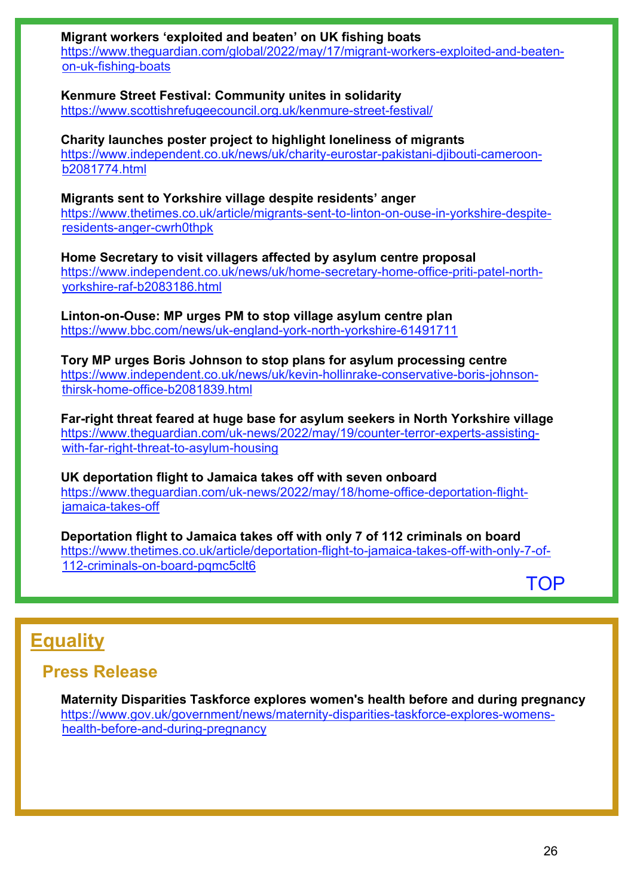**Migrant workers 'exploited and beaten' on UK fishing boats**
https://www.theguardian.com/global/2022/may/17/migrant-workers-exploited-and-beaten-on-uk-fishing-boats

**Kenmure Street Festival: Community unites in solidarity**
https://www.scottishrefugeecouncil.org.uk/kenmure-street-festival/

**Charity launches poster project to highlight loneliness of migrants**
https://www.independent.co.uk/news/uk/charity-eurostar-pakistani-djibouti-cameroon-b2081774.html

**Migrants sent to Yorkshire village despite residents' anger**
https://www.thetimes.co.uk/article/migrants-sent-to-linton-on-ouse-in-yorkshire-despite-residents-anger-cwrh0thpk

**Home Secretary to visit villagers affected by asylum centre proposal**
https://www.independent.co.uk/news/uk/home-secretary-home-office-priti-patel-north-yorkshire-raf-b2083186.html

**Linton-on-Ouse: MP urges PM to stop village asylum centre plan**
https://www.bbc.com/news/uk-england-york-north-yorkshire-61491711

**Tory MP urges Boris Johnson to stop plans for asylum processing centre**
https://www.independent.co.uk/news/uk/kevin-hollinrake-conservative-boris-johnson-thirsk-home-office-b2081839.html

**Far-right threat feared at huge base for asylum seekers in North Yorkshire village**
https://www.theguardian.com/uk-news/2022/may/19/counter-terror-experts-assisting-with-far-right-threat-to-asylum-housing

**UK deportation flight to Jamaica takes off with seven onboard**
https://www.theguardian.com/uk-news/2022/may/18/home-office-deportation-flight-jamaica-takes-off

**Deportation flight to Jamaica takes off with only 7 of 112 criminals on board**
https://www.thetimes.co.uk/article/deportation-flight-to-jamaica-takes-off-with-only-7-of-112-criminals-on-board-pqmc5clt6

TOP

## Equality

### Press Release

**Maternity Disparities Taskforce explores women's health before and during pregnancy**
https://www.gov.uk/government/news/maternity-disparities-taskforce-explores-womens-health-before-and-during-pregnancy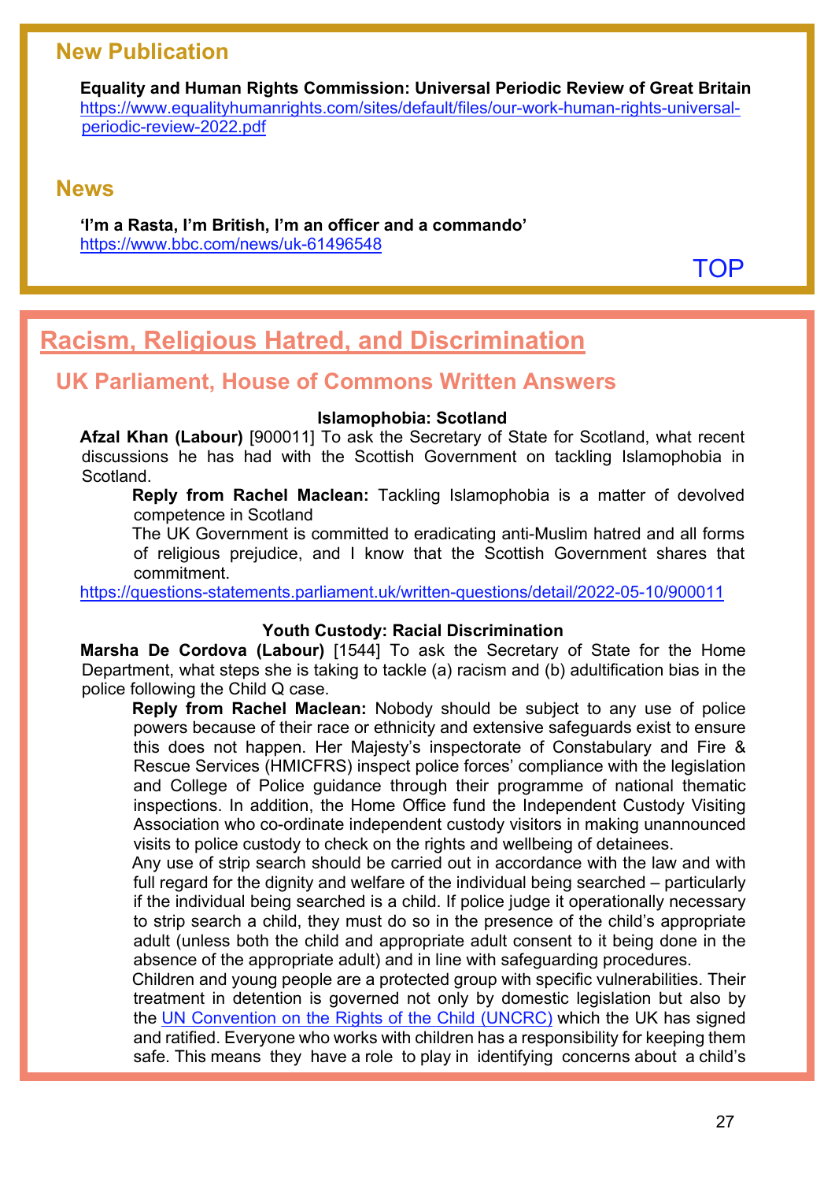## New Publication

**Equality and Human Rights Commission: Universal Periodic Review of Great Britain**
https://www.equalityhumanrights.com/sites/default/files/our-work-human-rights-universal-periodic-review-2022.pdf

## News

**'I'm a Rasta, I'm British, I'm an officer and a commando'**
https://www.bbc.com/news/uk-61496548

TOP

# Racism, Religious Hatred, and Discrimination

## UK Parliament, House of Commons Written Answers

### Islamophobia: Scotland

**Afzal Khan (Labour)** [900011] To ask the Secretary of State for Scotland, what recent discussions he has had with the Scottish Government on tackling Islamophobia in Scotland.

**Reply from Rachel Maclean:** Tackling Islamophobia is a matter of devolved competence in Scotland

The UK Government is committed to eradicating anti-Muslim hatred and all forms of religious prejudice, and I know that the Scottish Government shares that commitment.

https://questions-statements.parliament.uk/written-questions/detail/2022-05-10/900011

### Youth Custody: Racial Discrimination

**Marsha De Cordova (Labour)** [1544] To ask the Secretary of State for the Home Department, what steps she is taking to tackle (a) racism and (b) adultification bias in the police following the Child Q case.

**Reply from Rachel Maclean:** Nobody should be subject to any use of police powers because of their race or ethnicity and extensive safeguards exist to ensure this does not happen. Her Majesty's inspectorate of Constabulary and Fire & Rescue Services (HMICFRS) inspect police forces' compliance with the legislation and College of Police guidance through their programme of national thematic inspections. In addition, the Home Office fund the Independent Custody Visiting Association who co-ordinate independent custody visitors in making unannounced visits to police custody to check on the rights and wellbeing of detainees.

Any use of strip search should be carried out in accordance with the law and with full regard for the dignity and welfare of the individual being searched – particularly if the individual being searched is a child. If police judge it operationally necessary to strip search a child, they must do so in the presence of the child's appropriate adult (unless both the child and appropriate adult consent to it being done in the absence of the appropriate adult) and in line with safeguarding procedures.

Children and young people are a protected group with specific vulnerabilities. Their treatment in detention is governed not only by domestic legislation but also by the UN Convention on the Rights of the Child (UNCRC) which the UK has signed and ratified. Everyone who works with children has a responsibility for keeping them safe. This means they have a role to play in identifying concerns about a child's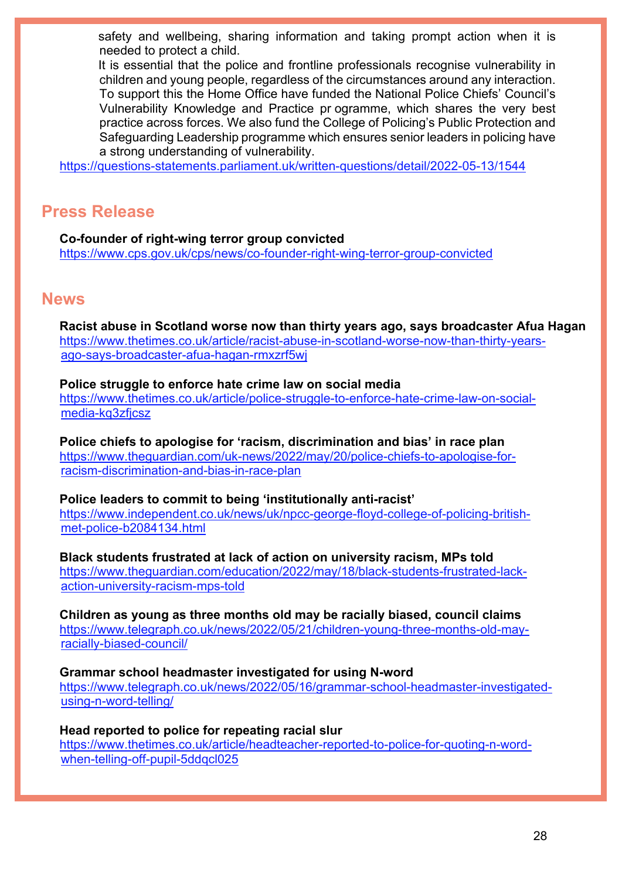safety and wellbeing, sharing information and taking prompt action when it is needed to protect a child.

It is essential that the police and frontline professionals recognise vulnerability in children and young people, regardless of the circumstances around any interaction. To support this the Home Office have funded the National Police Chiefs' Council's Vulnerability Knowledge and Practice pr ogramme, which shares the very best practice across forces. We also fund the College of Policing's Public Protection and Safeguarding Leadership programme which ensures senior leaders in policing have a strong understanding of vulnerability.

https://questions-statements.parliament.uk/written-questions/detail/2022-05-13/1544

## Press Release

**Co-founder of right-wing terror group convicted**
https://www.cps.gov.uk/cps/news/co-founder-right-wing-terror-group-convicted

## News

**Racist abuse in Scotland worse now than thirty years ago, says broadcaster Afua Hagan**
https://www.thetimes.co.uk/article/racist-abuse-in-scotland-worse-now-than-thirty-years-ago-says-broadcaster-afua-hagan-rmxzrf5wj

**Police struggle to enforce hate crime law on social media**
https://www.thetimes.co.uk/article/police-struggle-to-enforce-hate-crime-law-on-social-media-kq3zfjcsz

**Police chiefs to apologise for 'racism, discrimination and bias' in race plan**
https://www.theguardian.com/uk-news/2022/may/20/police-chiefs-to-apologise-for-racism-discrimination-and-bias-in-race-plan

**Police leaders to commit to being 'institutionally anti-racist'**
https://www.independent.co.uk/news/uk/npcc-george-floyd-college-of-policing-british-met-police-b2084134.html

**Black students frustrated at lack of action on university racism, MPs told**
https://www.theguardian.com/education/2022/may/18/black-students-frustrated-lack-action-university-racism-mps-told

**Children as young as three months old may be racially biased, council claims**
https://www.telegraph.co.uk/news/2022/05/21/children-young-three-months-old-may-racially-biased-council/

**Grammar school headmaster investigated for using N-word**
https://www.telegraph.co.uk/news/2022/05/16/grammar-school-headmaster-investigated-using-n-word-telling/

**Head reported to police for repeating racial slur**
https://www.thetimes.co.uk/article/headteacher-reported-to-police-for-quoting-n-word-when-telling-off-pupil-5ddqcl025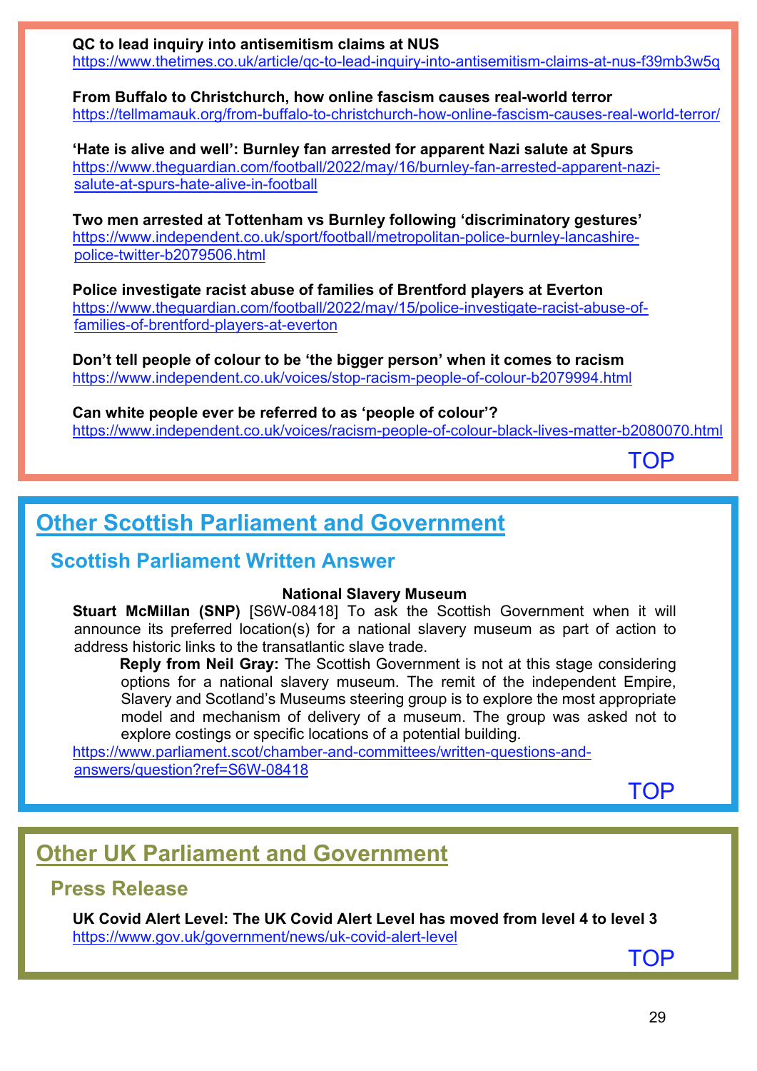**QC to lead inquiry into antisemitism claims at NUS**
https://www.thetimes.co.uk/article/qc-to-lead-inquiry-into-antisemitism-claims-at-nus-f39mb3w5q

**From Buffalo to Christchurch, how online fascism causes real-world terror**
https://tellmamauk.org/from-buffalo-to-christchurch-how-online-fascism-causes-real-world-terror/

**'Hate is alive and well': Burnley fan arrested for apparent Nazi salute at Spurs**
https://www.theguardian.com/football/2022/may/16/burnley-fan-arrested-apparent-nazi-salute-at-spurs-hate-alive-in-football

**Two men arrested at Tottenham vs Burnley following 'discriminatory gestures'**
https://www.independent.co.uk/sport/football/metropolitan-police-burnley-lancashire-police-twitter-b2079506.html

**Police investigate racist abuse of families of Brentford players at Everton**
https://www.theguardian.com/football/2022/may/15/police-investigate-racist-abuse-of-families-of-brentford-players-at-everton

**Don't tell people of colour to be 'the bigger person' when it comes to racism**
https://www.independent.co.uk/voices/stop-racism-people-of-colour-b2079994.html

**Can white people ever be referred to as 'people of colour'?**
https://www.independent.co.uk/voices/racism-people-of-colour-black-lives-matter-b2080070.html

TOP

## Other Scottish Parliament and Government

### Scottish Parliament Written Answer

**National Slavery Museum**

**Stuart McMillan (SNP)** [S6W-08418] To ask the Scottish Government when it will announce its preferred location(s) for a national slavery museum as part of action to address historic links to the transatlantic slave trade.

**Reply from Neil Gray:** The Scottish Government is not at this stage considering options for a national slavery museum. The remit of the independent Empire, Slavery and Scotland's Museums steering group is to explore the most appropriate model and mechanism of delivery of a museum. The group was asked not to explore costings or specific locations of a potential building.

https://www.parliament.scot/chamber-and-committees/written-questions-and-answers/question?ref=S6W-08418

TOP

## Other UK Parliament and Government

### Press Release

**UK Covid Alert Level: The UK Covid Alert Level has moved from level 4 to level 3**
https://www.gov.uk/government/news/uk-covid-alert-level

TOP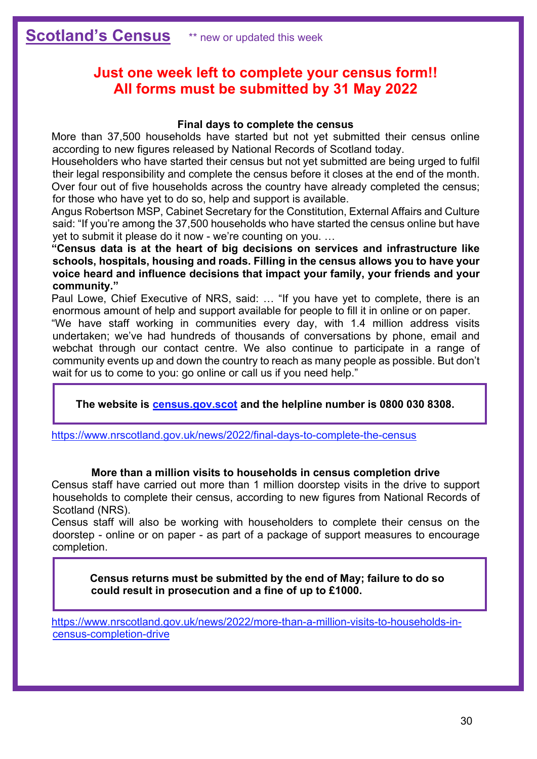## Scotland's Census

** new or updated this week

**Just one week left to complete your census form!!**
**All forms must be submitted by 31 May 2022**

**Final days to complete the census**

More than 37,500 households have started but not yet submitted their census online according to new figures released by National Records of Scotland today.

Householders who have started their census but not yet submitted are being urged to fulfil their legal responsibility and complete the census before it closes at the end of the month.

Over four out of five households across the country have already completed the census; for those who have yet to do so, help and support is available.

Angus Robertson MSP, Cabinet Secretary for the Constitution, External Affairs and Culture said: "If you're among the 37,500 households who have started the census online but have yet to submit it please do it now - we're counting on you. …

**"Census data is at the heart of big decisions on services and infrastructure like schools, hospitals, housing and roads. Filling in the census allows you to have your voice heard and influence decisions that impact your family, your friends and your community."**

Paul Lowe, Chief Executive of NRS, said: … "If you have yet to complete, there is an enormous amount of help and support available for people to fill it in online or on paper.

"We have staff working in communities every day, with 1.4 million address visits undertaken; we've had hundreds of thousands of conversations by phone, email and webchat through our contact centre. We also continue to participate in a range of community events up and down the country to reach as many people as possible. But don't wait for us to come to you: go online or call us if you need help."

**The website is [census.gov.scot](census.gov.scot) and the helpline number is 0800 030 8308.**

https://www.nrscotland.gov.uk/news/2022/final-days-to-complete-the-census

**More than a million visits to households in census completion drive**

Census staff have carried out more than 1 million doorstep visits in the drive to support households to complete their census, according to new figures from National Records of Scotland (NRS).

Census staff will also be working with householders to complete their census on the doorstep - online or on paper - as part of a package of support measures to encourage completion.

**Census returns must be submitted by the end of May; failure to do so could result in prosecution and a fine of up to £1000.**

https://www.nrscotland.gov.uk/news/2022/more-than-a-million-visits-to-households-in-census-completion-drive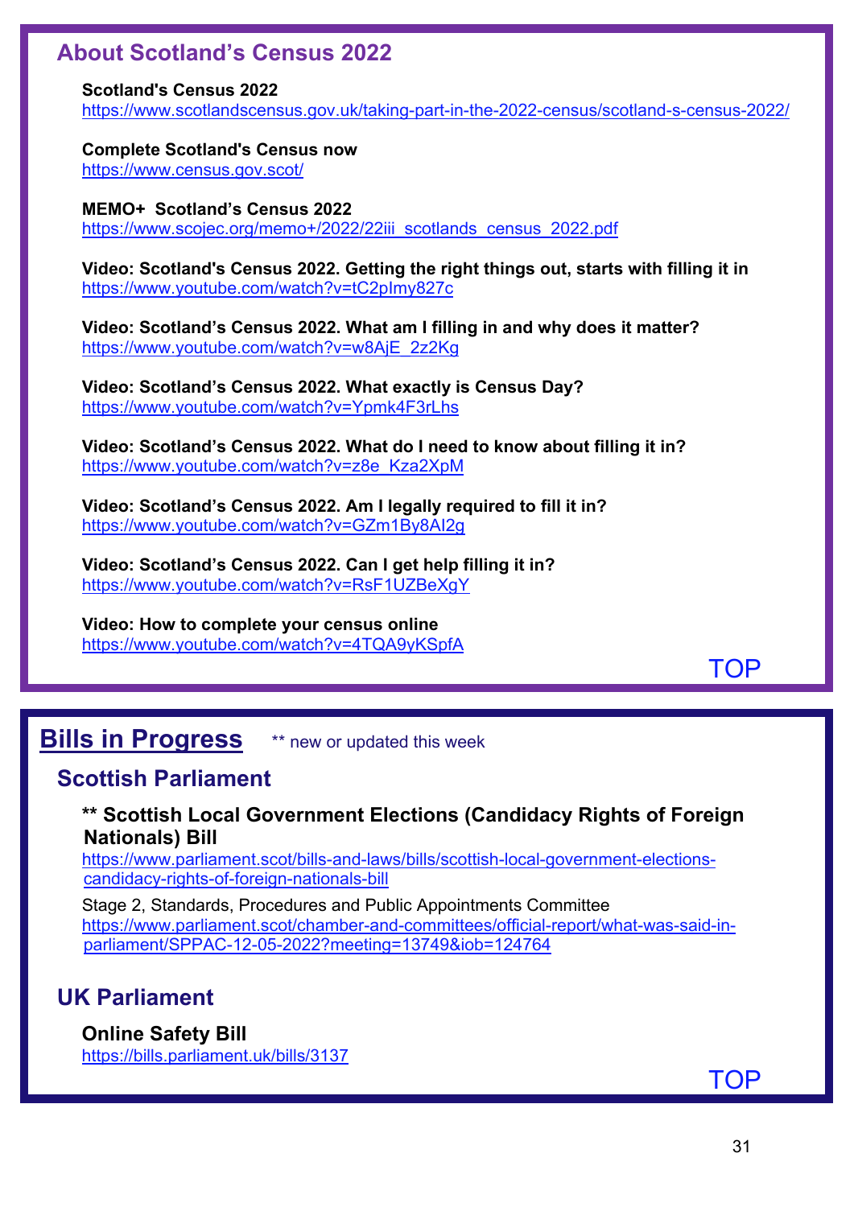## About Scotland’s Census 2022

**Scotland's Census 2022**
https://www.scotlandscensus.gov.uk/taking-part-in-the-2022-census/scotland-s-census-2022/

**Complete Scotland's Census now**
https://www.census.gov.scot/

**MEMO+ Scotland’s Census 2022**
https://www.scojec.org/memo+/2022/22iii_scotlands_census_2022.pdf

**Video: Scotland's Census 2022. Getting the right things out, starts with filling it in**
https://www.youtube.com/watch?v=tC2pImy827c

**Video: Scotland’s Census 2022. What am I filling in and why does it matter?**
https://www.youtube.com/watch?v=w8AjE_2z2Kg

**Video: Scotland’s Census 2022. What exactly is Census Day?**
https://www.youtube.com/watch?v=Ypmk4F3rLhs

**Video: Scotland’s Census 2022. What do I need to know about filling it in?**
https://www.youtube.com/watch?v=z8e_Kza2XpM

**Video: Scotland’s Census 2022. Am I legally required to fill it in?**
https://www.youtube.com/watch?v=GZm1By8AI2g

**Video: Scotland’s Census 2022. Can I get help filling it in?**
https://www.youtube.com/watch?v=RsF1UZBeXgY

**Video: How to complete your census online**
https://www.youtube.com/watch?v=4TQA9yKSpfA

TOP

## Bills in Progress

** new or updated this week

### Scottish Parliament

**** Scottish Local Government Elections (Candidacy Rights of Foreign Nationals) Bill**
https://www.parliament.scot/bills-and-laws/bills/scottish-local-government-elections-candidacy-rights-of-foreign-nationals-bill

Stage 2, Standards, Procedures and Public Appointments Committee
https://www.parliament.scot/chamber-and-committees/official-report/what-was-said-in-parliament/SPPAC-12-05-2022?meeting=13749&iob=124764

### UK Parliament

**Online Safety Bill**
https://bills.parliament.uk/bills/3137

TOP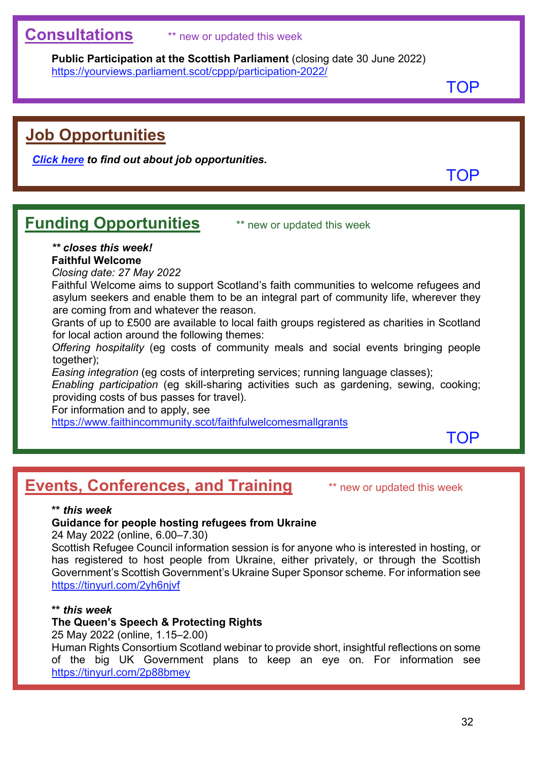## Consultations

** new or updated this week

**Public Participation at the Scottish Parliament** (closing date 30 June 2022)
https://yourviews.parliament.scot/cppp/participation-2022/

TOP

## Job Opportunities

***Click here** to find out about job opportunities.*

TOP

## Funding Opportunities

** new or updated this week

***\*\* closes this week!***
**Faithful Welcome**
*Closing date: 27 May 2022*
Faithful Welcome aims to support Scotland's faith communities to welcome refugees and asylum seekers and enable them to be an integral part of community life, wherever they are coming from and whatever the reason.
Grants of up to £500 are available to local faith groups registered as charities in Scotland for local action around the following themes:
*Offering hospitality* (eg costs of community meals and social events bringing people together);
*Easing integration* (eg costs of interpreting services; running language classes);
*Enabling participation* (eg skill-sharing activities such as gardening, sewing, cooking; providing costs of bus passes for travel).
For information and to apply, see
https://www.faithincommunity.scot/faithfulwelcomesmallgrants

TOP

## Events, Conferences, and Training

** new or updated this week

***\*\* this week***
**Guidance for people hosting refugees from Ukraine**
24 May 2022 (online, 6.00–7.30)
Scottish Refugee Council information session is for anyone who is interested in hosting, or has registered to host people from Ukraine, either privately, or through the Scottish Government's Scottish Government's Ukraine Super Sponsor scheme. For information see https://tinyurl.com/2yh6njvf

***\*\* this week***
**The Queen's Speech & Protecting Rights**
25 May 2022 (online, 1.15–2.00)
Human Rights Consortium Scotland webinar to provide short, insightful reflections on some of the big UK Government plans to keep an eye on. For information see https://tinyurl.com/2p88bmey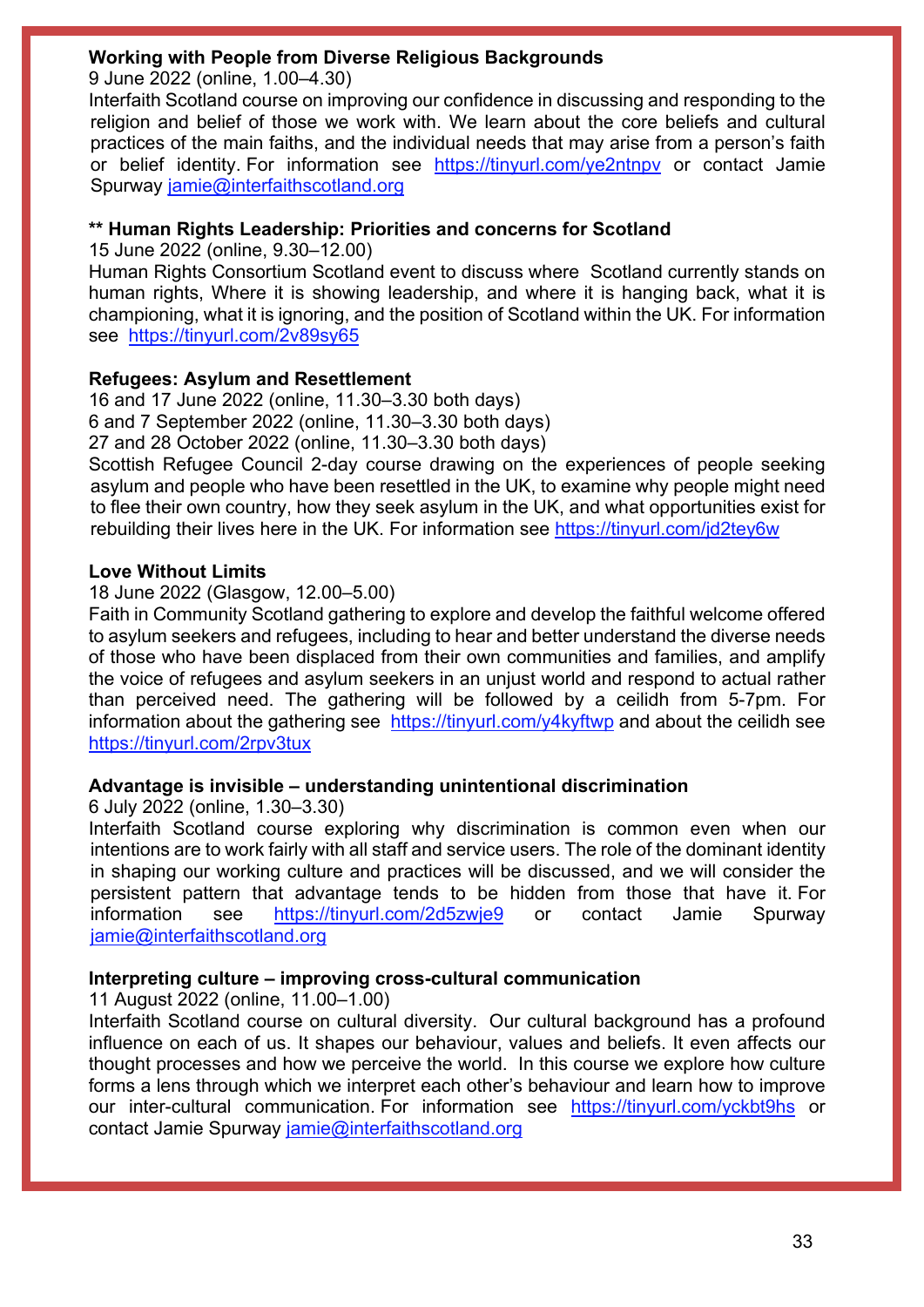**Working with People from Diverse Religious Backgrounds**
9 June 2022 (online, 1.00–4.30)
Interfaith Scotland course on improving our confidence in discussing and responding to the religion and belief of those we work with. We learn about the core beliefs and cultural practices of the main faiths, and the individual needs that may arise from a person's faith or belief identity. For information see https://tinyurl.com/ye2ntnpv or contact Jamie Spurway jamie@interfaithscotland.org

**** Human Rights Leadership: Priorities and concerns for Scotland**
15 June 2022 (online, 9.30–12.00)
Human Rights Consortium Scotland event to discuss where Scotland currently stands on human rights, Where it is showing leadership, and where it is hanging back, what it is championing, what it is ignoring, and the position of Scotland within the UK. For information see https://tinyurl.com/2v89sy65

**Refugees: Asylum and Resettlement**
16 and 17 June 2022 (online, 11.30–3.30 both days)
6 and 7 September 2022 (online, 11.30–3.30 both days)
27 and 28 October 2022 (online, 11.30–3.30 both days)
Scottish Refugee Council 2-day course drawing on the experiences of people seeking asylum and people who have been resettled in the UK, to examine why people might need to flee their own country, how they seek asylum in the UK, and what opportunities exist for rebuilding their lives here in the UK. For information see https://tinyurl.com/jd2tey6w

**Love Without Limits**
18 June 2022 (Glasgow, 12.00–5.00)
Faith in Community Scotland gathering to explore and develop the faithful welcome offered to asylum seekers and refugees, including to hear and better understand the diverse needs of those who have been displaced from their own communities and families, and amplify the voice of refugees and asylum seekers in an unjust world and respond to actual rather than perceived need. The gathering will be followed by a ceilidh from 5-7pm. For information about the gathering see https://tinyurl.com/y4kyftwp and about the ceilidh see https://tinyurl.com/2rpv3tux

**Advantage is invisible – understanding unintentional discrimination**
6 July 2022 (online, 1.30–3.30)
Interfaith Scotland course exploring why discrimination is common even when our intentions are to work fairly with all staff and service users. The role of the dominant identity in shaping our working culture and practices will be discussed, and we will consider the persistent pattern that advantage tends to be hidden from those that have it. For information see https://tinyurl.com/2d5zwje9 or contact Jamie Spurway jamie@interfaithscotland.org

**Interpreting culture – improving cross-cultural communication**
11 August 2022 (online, 11.00–1.00)
Interfaith Scotland course on cultural diversity. Our cultural background has a profound influence on each of us. It shapes our behaviour, values and beliefs. It even affects our thought processes and how we perceive the world. In this course we explore how culture forms a lens through which we interpret each other's behaviour and learn how to improve our inter-cultural communication. For information see https://tinyurl.com/yckbt9hs or contact Jamie Spurway jamie@interfaithscotland.org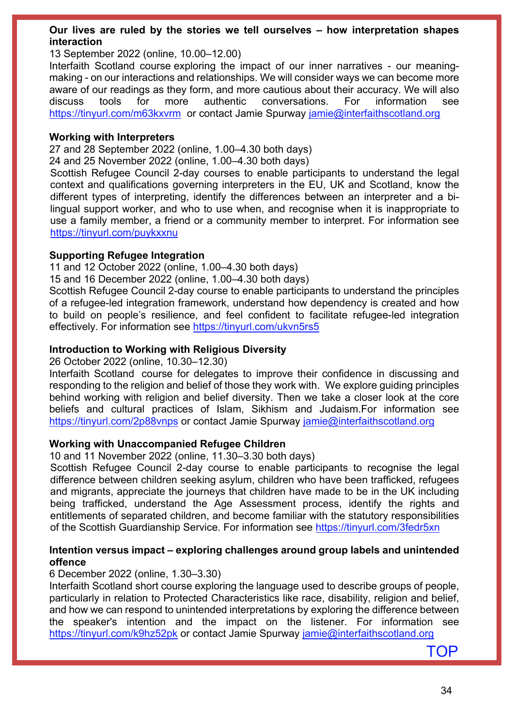**Our lives are ruled by the stories we tell ourselves – how interpretation shapes interaction**

13 September 2022 (online, 10.00–12.00)

Interfaith Scotland course exploring the impact of our inner narratives - our meaning-making - on our interactions and relationships. We will consider ways we can become more aware of our readings as they form, and more cautious about their accuracy. We will also discuss tools for more authentic conversations. For information see https://tinyurl.com/m63kxvrm or contact Jamie Spurway jamie@interfaithscotland.org

**Working with Interpreters**

27 and 28 September 2022 (online, 1.00–4.30 both days)

24 and 25 November 2022 (online, 1.00–4.30 both days)

Scottish Refugee Council 2-day courses to enable participants to understand the legal context and qualifications governing interpreters in the EU, UK and Scotland, know the different types of interpreting, identify the differences between an interpreter and a bi-lingual support worker, and who to use when, and recognise when it is inappropriate to use a family member, a friend or a community member to interpret. For information see https://tinyurl.com/puykxxnu

**Supporting Refugee Integration**

11 and 12 October 2022 (online, 1.00–4.30 both days)

15 and 16 December 2022 (online, 1.00–4.30 both days)

Scottish Refugee Council 2-day course to enable participants to understand the principles of a refugee-led integration framework, understand how dependency is created and how to build on people's resilience, and feel confident to facilitate refugee-led integration effectively. For information see https://tinyurl.com/ukvn5rs5

**Introduction to Working with Religious Diversity**

26 October 2022 (online, 10.30–12.30)

Interfaith Scotland course for delegates to improve their confidence in discussing and responding to the religion and belief of those they work with. We explore guiding principles behind working with religion and belief diversity. Then we take a closer look at the core beliefs and cultural practices of Islam, Sikhism and Judaism.For information see https://tinyurl.com/2p88vnps or contact Jamie Spurway jamie@interfaithscotland.org

**Working with Unaccompanied Refugee Children**

10 and 11 November 2022 (online, 11.30–3.30 both days)

Scottish Refugee Council 2-day course to enable participants to recognise the legal difference between children seeking asylum, children who have been trafficked, refugees and migrants, appreciate the journeys that children have made to be in the UK including being trafficked, understand the Age Assessment process, identify the rights and entitlements of separated children, and become familiar with the statutory responsibilities of the Scottish Guardianship Service. For information see https://tinyurl.com/3fedr5xn

**Intention versus impact – exploring challenges around group labels and unintended offence**

6 December 2022 (online, 1.30–3.30)

Interfaith Scotland short course exploring the language used to describe groups of people, particularly in relation to Protected Characteristics like race, disability, religion and belief, and how we can respond to unintended interpretations by exploring the difference between the speaker's intention and the impact on the listener. For information see https://tinyurl.com/k9hz52pk or contact Jamie Spurway jamie@interfaithscotland.org

TOP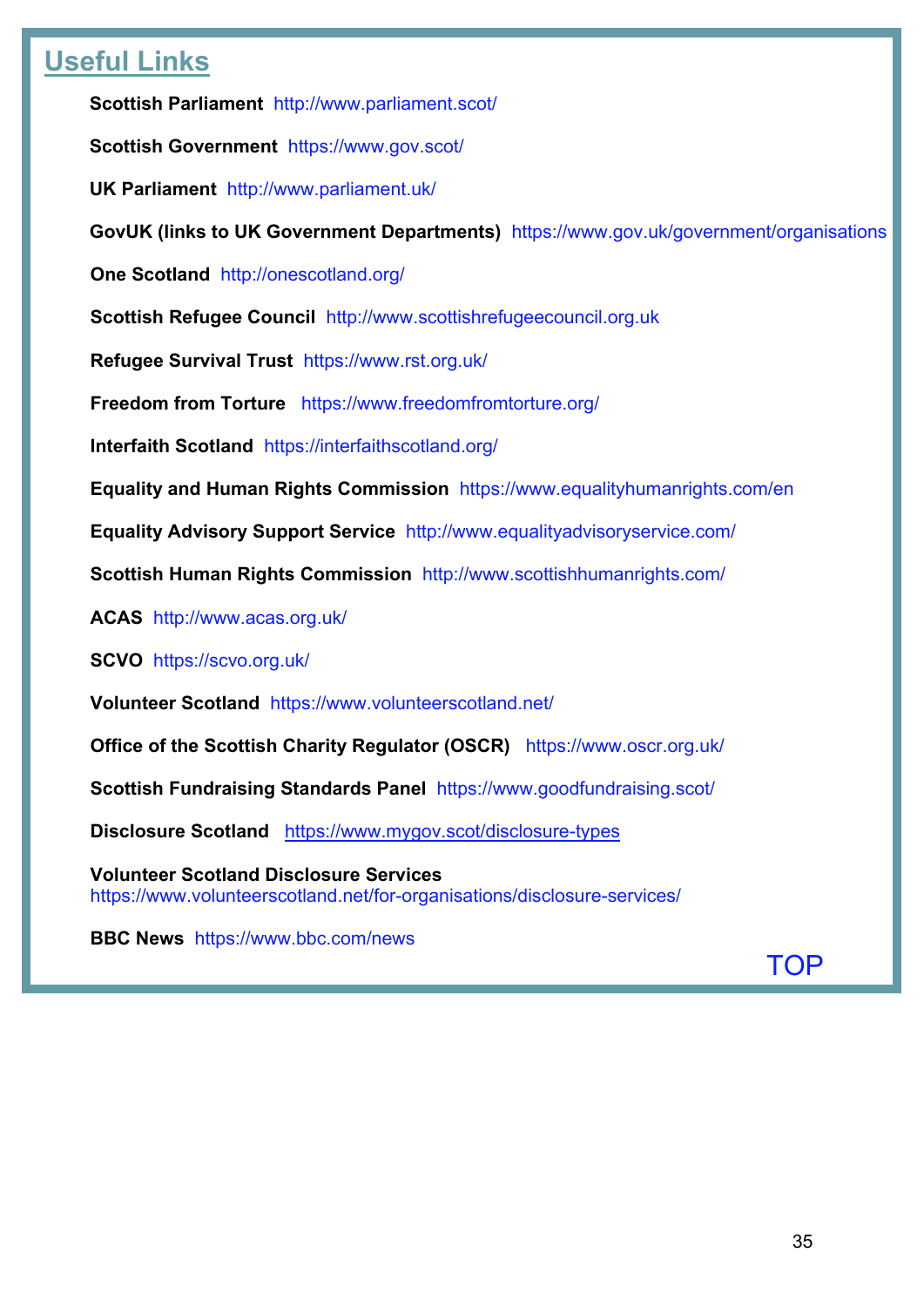## Useful Links

**Scottish Parliament** http://www.parliament.scot/

**Scottish Government** https://www.gov.scot/

**UK Parliament** http://www.parliament.uk/

**GovUK (links to UK Government Departments)** https://www.gov.uk/government/organisations

**One Scotland** http://onescotland.org/

**Scottish Refugee Council** http://www.scottishrefugeecouncil.org.uk

**Refugee Survival Trust** https://www.rst.org.uk/

**Freedom from Torture** https://www.freedomfromtorture.org/

**Interfaith Scotland** https://interfaithscotland.org/

**Equality and Human Rights Commission** https://www.equalityhumanrights.com/en

**Equality Advisory Support Service** http://www.equalityadvisoryservice.com/

**Scottish Human Rights Commission** http://www.scottishhumanrights.com/

**ACAS** http://www.acas.org.uk/

**SCVO** https://scvo.org.uk/

**Volunteer Scotland** https://www.volunteerscotland.net/

**Office of the Scottish Charity Regulator (OSCR)** https://www.oscr.org.uk/

**Scottish Fundraising Standards Panel** https://www.goodfundraising.scot/

**Disclosure Scotland** https://www.mygov.scot/disclosure-types

**Volunteer Scotland Disclosure Services**
https://www.volunteerscotland.net/for-organisations/disclosure-services/

**BBC News** https://www.bbc.com/news

TOP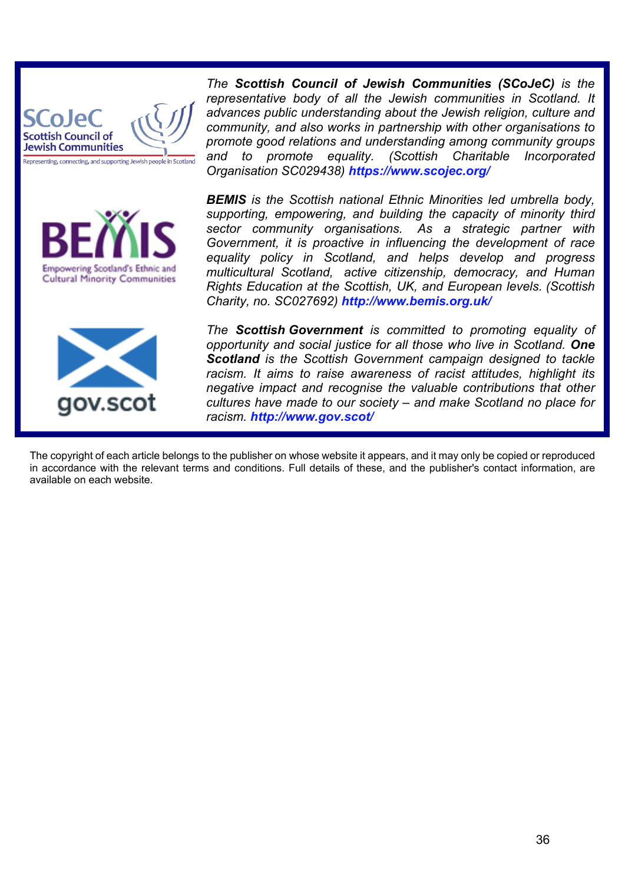SCoJeC
Scottish Council of Jewish Communities
Representing, connecting, and supporting Jewish people in Scotland

*The **Scottish Council of Jewish Communities (SCoJeC)** is the representative body of all the Jewish communities in Scotland. It advances public understanding about the Jewish religion, culture and community, and also works in partnership with other organisations to promote good relations and understanding among community groups and to promote equality. (Scottish Charitable Incorporated Organisation SC029438)* ***https://www.scojec.org/***

BEMIS
Empowering Scotland's Ethnic and Cultural Minority Communities

***BEMIS** is the Scottish national Ethnic Minorities led umbrella body, supporting, empowering, and building the capacity of minority third sector community organisations. As a strategic partner with Government, it is proactive in influencing the development of race equality policy in Scotland, and helps develop and progress multicultural Scotland, active citizenship, democracy, and Human Rights Education at the Scottish, UK, and European levels. (Scottish Charity, no. SC027692)* ***http://www.bemis.org.uk/***

gov.scot

*The **Scottish Government** is committed to promoting equality of opportunity and social justice for all those who live in Scotland. **One Scotland** is the Scottish Government campaign designed to tackle racism. It aims to raise awareness of racist attitudes, highlight its negative impact and recognise the valuable contributions that other cultures have made to our society – and make Scotland no place for racism.* ***http://www.gov.scot/***

The copyright of each article belongs to the publisher on whose website it appears, and it may only be copied or reproduced in accordance with the relevant terms and conditions. Full details of these, and the publisher's contact information, are available on each website.